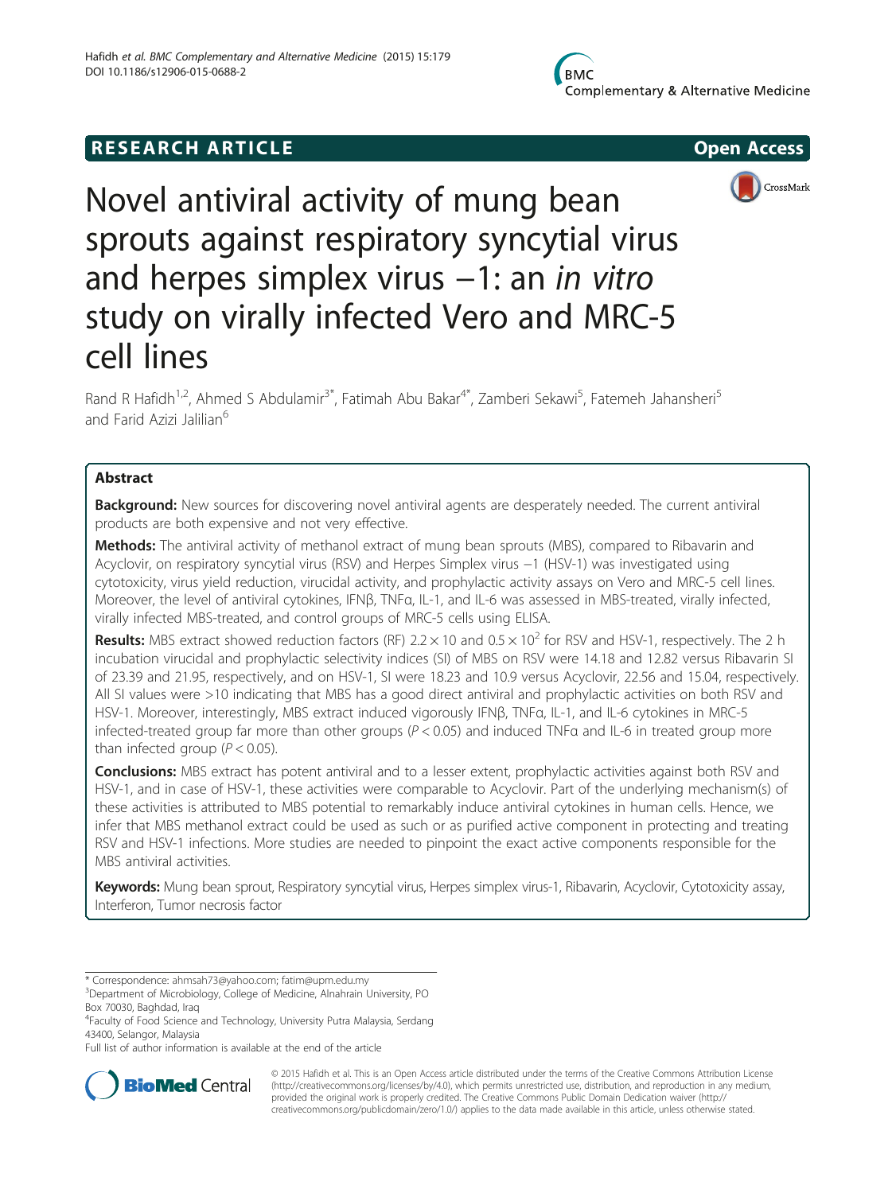RESEARCH ARTICLE

Open Access

# Novel antiviral activity of mung bean sprouts against respiratory syncytial virus and herpes simplex virus −1: an *in vitro* study on virally infected Vero and MRC-5 cell lines

Rand R Hafidh[1,2], Ahmed S Abdulamir[3*], Fatimah Abu Bakar[4*], Zamberi Sekawi[5], Fatemeh Jahansheri[5] and Farid Azizi Jalilian[6]

## Abstract

**Background:** New sources for discovering novel antiviral agents are desperately needed. The current antiviral products are both expensive and not very effective.

**Methods:** The antiviral activity of methanol extract of mung bean sprouts (MBS), compared to Ribavarin and Acyclovir, on respiratory syncytial virus (RSV) and Herpes Simplex virus −1 (HSV-1) was investigated using cytotoxicity, virus yield reduction, virucidal activity, and prophylactic activity assays on Vero and MRC-5 cell lines. Moreover, the level of antiviral cytokines, IFNβ, TNFα, IL-1, and IL-6 was assessed in MBS-treated, virally infected, virally infected MBS-treated, and control groups of MRC-5 cells using ELISA.

**Results:** MBS extract showed reduction factors (RF) $2.2 \times 10$ and $0.5 \times 10^2$ for RSV and HSV-1, respectively. The 2 h incubation virucidal and prophylactic selectivity indices (SI) of MBS on RSV were 14.18 and 12.82 versus Ribavarin SI of 23.39 and 21.95, respectively, and on HSV-1, SI were 18.23 and 10.9 versus Acyclovir, 22.56 and 15.04, respectively. All SI values were >10 indicating that MBS has a good direct antiviral and prophylactic activities on both RSV and HSV-1. Moreover, interestingly, MBS extract induced vigorously IFNβ, TNFα, IL-1, and IL-6 cytokines in MRC-5 infected-treated group far more than other groups ($P < 0.05$) and induced TNFα and IL-6 in treated group more than infected group ($P < 0.05$).

**Conclusions:** MBS extract has potent antiviral and to a lesser extent, prophylactic activities against both RSV and HSV-1, and in case of HSV-1, these activities were comparable to Acyclovir. Part of the underlying mechanism(s) of these activities is attributed to MBS potential to remarkably induce antiviral cytokines in human cells. Hence, we infer that MBS methanol extract could be used as such or as purified active component in protecting and treating RSV and HSV-1 infections. More studies are needed to pinpoint the exact active components responsible for the MBS antiviral activities.

**Keywords:** Mung bean sprout, Respiratory syncytial virus, Herpes simplex virus-1, Ribavarin, Acyclovir, Cytotoxicity assay, Interferon, Tumor necrosis factor

---

* Correspondence: ahmsah73@yahoo.com; fatim@upm.edu.my
[3]Department of Microbiology, College of Medicine, Alnahrain University, PO Box 70030, Baghdad, Iraq
[4]Faculty of Food Science and Technology, University Putra Malaysia, Serdang 43400, Selangor, Malaysia
Full list of author information is available at the end of the article

© 2015 Hafidh et al. This is an Open Access article distributed under the terms of the Creative Commons Attribution License (http://creativecommons.org/licenses/by/4.0), which permits unrestricted use, distribution, and reproduction in any medium, provided the original work is properly credited. The Creative Commons Public Domain Dedication waiver (http://creativecommons.org/publicdomain/zero/1.0/) applies to the data made available in this article, unless otherwise stated.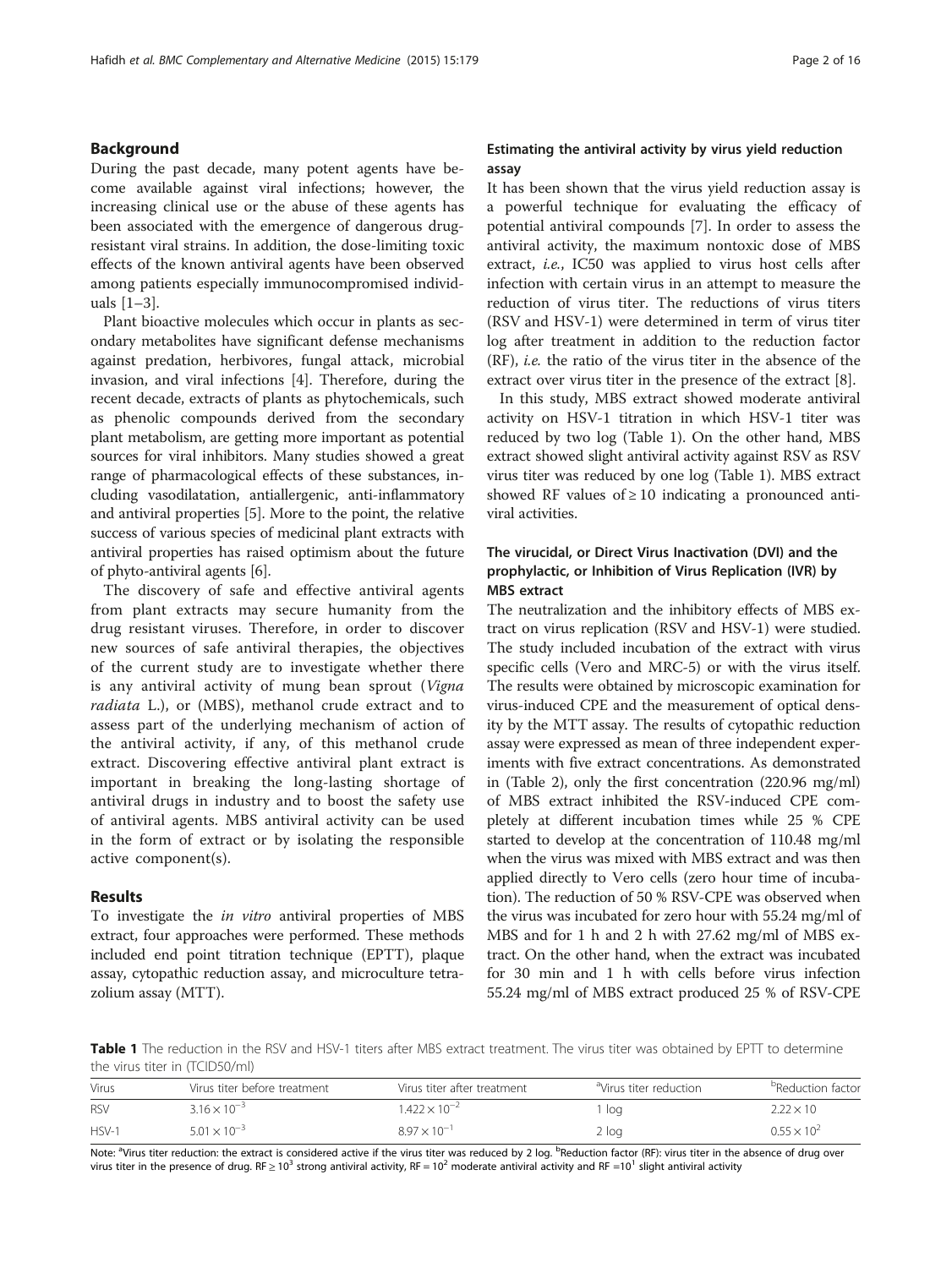## Background

During the past decade, many potent agents have become available against viral infections; however, the increasing clinical use or the abuse of these agents has been associated with the emergence of dangerous drug-resistant viral strains. In addition, the dose-limiting toxic effects of the known antiviral agents have been observed among patients especially immunocompromised individuals [1–3].

Plant bioactive molecules which occur in plants as secondary metabolites have significant defense mechanisms against predation, herbivores, fungal attack, microbial invasion, and viral infections [4]. Therefore, during the recent decade, extracts of plants as phytochemicals, such as phenolic compounds derived from the secondary plant metabolism, are getting more important as potential sources for viral inhibitors. Many studies showed a great range of pharmacological effects of these substances, including vasodilatation, antiallergenic, anti-inflammatory and antiviral properties [5]. More to the point, the relative success of various species of medicinal plant extracts with antiviral properties has raised optimism about the future of phyto-antiviral agents [6].

The discovery of safe and effective antiviral agents from plant extracts may secure humanity from the drug resistant viruses. Therefore, in order to discover new sources of safe antiviral therapies, the objectives of the current study are to investigate whether there is any antiviral activity of mung bean sprout (*Vigna radiata* L.), or (MBS), methanol crude extract and to assess part of the underlying mechanism of action of the antiviral activity, if any, of this methanol crude extract. Discovering effective antiviral plant extract is important in breaking the long-lasting shortage of antiviral drugs in industry and to boost the safety use of antiviral agents. MBS antiviral activity can be used in the form of extract or by isolating the responsible active component(s).

## Results

To investigate the *in vitro* antiviral properties of MBS extract, four approaches were performed. These methods included end point titration technique (EPTT), plaque assay, cytopathic reduction assay, and microculture tetrazolium assay (MTT).

### Estimating the antiviral activity by virus yield reduction assay

It has been shown that the virus yield reduction assay is a powerful technique for evaluating the efficacy of potential antiviral compounds [7]. In order to assess the antiviral activity, the maximum nontoxic dose of MBS extract, *i.e.*, IC50 was applied to virus host cells after infection with certain virus in an attempt to measure the reduction of virus titer. The reductions of virus titers (RSV and HSV-1) were determined in term of virus titer log after treatment in addition to the reduction factor (RF), *i.e.* the ratio of the virus titer in the absence of the extract over virus titer in the presence of the extract [8].

In this study, MBS extract showed moderate antiviral activity on HSV-1 titration in which HSV-1 titer was reduced by two log (Table 1). On the other hand, MBS extract showed slight antiviral activity against RSV as RSV virus titer was reduced by one log (Table 1). MBS extract showed RF values of ≥ 10 indicating a pronounced antiviral activities.

### The virucidal, or Direct Virus Inactivation (DVI) and the prophylactic, or Inhibition of Virus Replication (IVR) by MBS extract

The neutralization and the inhibitory effects of MBS extract on virus replication (RSV and HSV-1) were studied. The study included incubation of the extract with virus specific cells (Vero and MRC-5) or with the virus itself. The results were obtained by microscopic examination for virus-induced CPE and the measurement of optical density by the MTT assay. The results of cytopathic reduction assay were expressed as mean of three independent experiments with five extract concentrations. As demonstrated in (Table 2), only the first concentration (220.96 mg/ml) of MBS extract inhibited the RSV-induced CPE completely at different incubation times while 25 % CPE started to develop at the concentration of 110.48 mg/ml when the virus was mixed with MBS extract and was then applied directly to Vero cells (zero hour time of incubation). The reduction of 50 % RSV-CPE was observed when the virus was incubated for zero hour with 55.24 mg/ml of MBS and for 1 h and 2 h with 27.62 mg/ml of MBS extract. On the other hand, when the extract was incubated for 30 min and 1 h with cells before virus infection 55.24 mg/ml of MBS extract produced 25 % of RSV-CPE

**Table 1** The reduction in the RSV and HSV-1 titers after MBS extract treatment. The virus titer was obtained by EPTT to determine the virus titer in (TCID50/ml)

| Virus | Virus titer before treatment | Virus titer after treatment | [a]Virus titer reduction | [b]Reduction factor |
|---|---|---|---|---|
| RSV | $3.16 \times 10^{-3}$ | $1.422 \times 10^{-2}$ | 1 log | $2.22 \times 10$ |
| HSV-1 | $5.01 \times 10^{-3}$ | $8.97 \times 10^{-1}$ | 2 log | $0.55 \times 10^{2}$ |

Note: [a]Virus titer reduction: the extract is considered active if the virus titer was reduced by 2 log. [b]Reduction factor (RF): virus titer in the absence of drug over virus titer in the presence of drug. RF ≥ $10^3$ strong antiviral activity, RF = $10^2$ moderate antiviral activity and RF = $10^1$ slight antiviral activity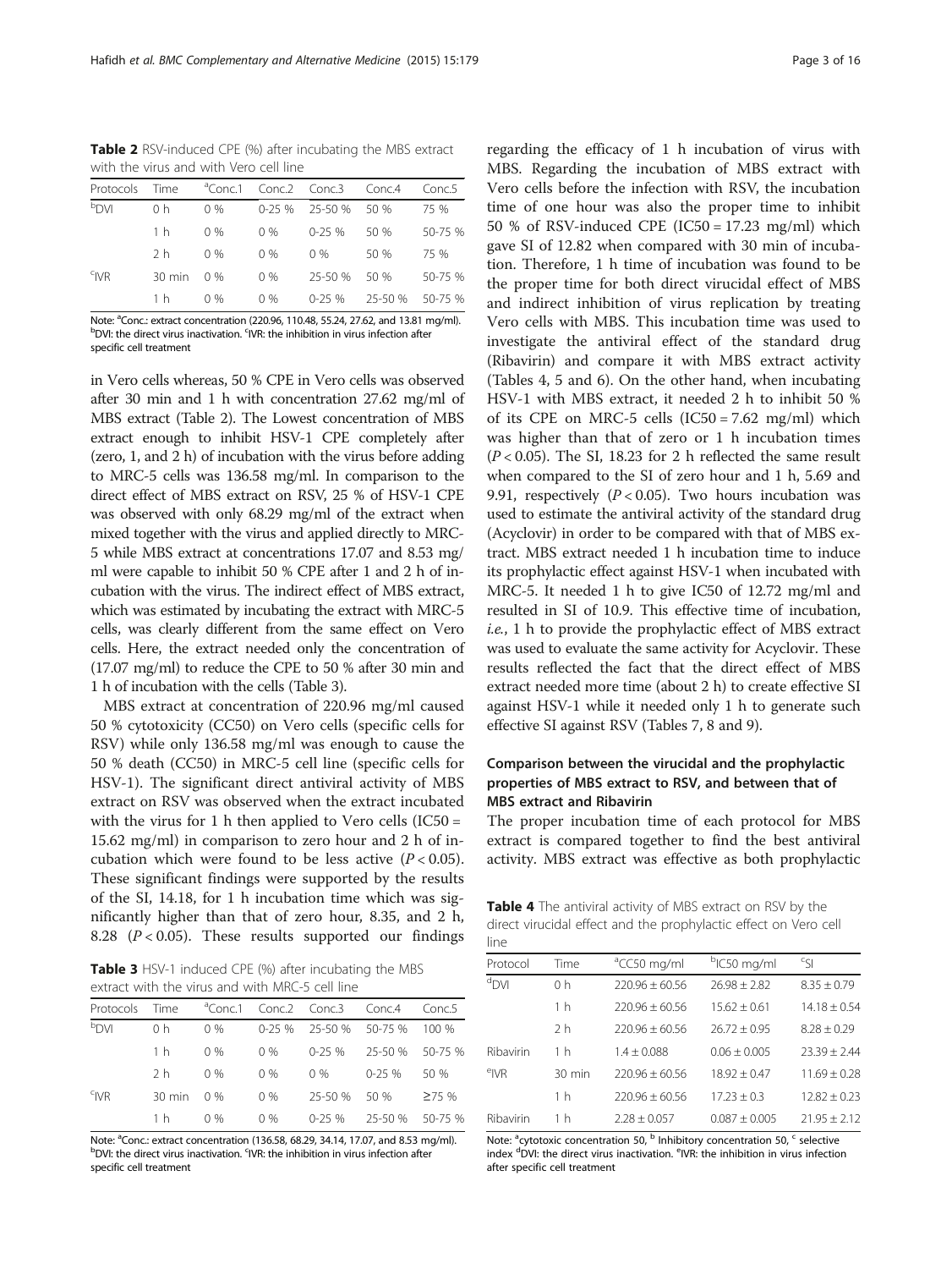**Table 2** RSV-induced CPE (%) after incubating the MBS extract with the virus and with Vero cell line

| Protocols | Time | [a]Conc.1 | Conc.2 | Conc.3 | Conc.4 | Conc.5 |
|---|---|---|---|---|---|---|
| [b]DVI | 0 h | 0 % | 0-25 % | 25-50 % | 50 % | 75 % |
| | 1 h | 0 % | 0 % | 0-25 % | 50 % | 50-75 % |
| | 2 h | 0 % | 0 % | 0 % | 50 % | 75 % |
| [c]IVR | 30 min | 0 % | 0 % | 25-50 % | 50 % | 50-75 % |
| | 1 h | 0 % | 0 % | 0-25 % | 25-50 % | 50-75 % |

Note: [a]Conc.: extract concentration (220.96, 110.48, 55.24, 27.62, and 13.81 mg/ml). [b]DVI: the direct virus inactivation. [c]IVR: the inhibition in virus infection after specific cell treatment

in Vero cells whereas, 50 % CPE in Vero cells was observed after 30 min and 1 h with concentration 27.62 mg/ml of MBS extract (Table 2). The Lowest concentration of MBS extract enough to inhibit HSV-1 CPE completely after (zero, 1, and 2 h) of incubation with the virus before adding to MRC-5 cells was 136.58 mg/ml. In comparison to the direct effect of MBS extract on RSV, 25 % of HSV-1 CPE was observed with only 68.29 mg/ml of the extract when mixed together with the virus and applied directly to MRC-5 while MBS extract at concentrations 17.07 and 8.53 mg/ml were capable to inhibit 50 % CPE after 1 and 2 h of incubation with the virus. The indirect effect of MBS extract, which was estimated by incubating the extract with MRC-5 cells, was clearly different from the same effect on Vero cells. Here, the extract needed only the concentration of (17.07 mg/ml) to reduce the CPE to 50 % after 30 min and 1 h of incubation with the cells (Table 3).

MBS extract at concentration of 220.96 mg/ml caused 50 % cytotoxicity (CC50) on Vero cells (specific cells for RSV) while only 136.58 mg/ml was enough to cause the 50 % death (CC50) in MRC-5 cell line (specific cells for HSV-1). The significant direct antiviral activity of MBS extract on RSV was observed when the extract incubated with the virus for 1 h then applied to Vero cells (IC50 = 15.62 mg/ml) in comparison to zero hour and 2 h of incubation which were found to be less active ($P < 0.05$). These significant findings were supported by the results of the SI, 14.18, for 1 h incubation time which was significantly higher than that of zero hour, 8.35, and 2 h, 8.28 ($P < 0.05$). These results supported our findings

**Table 3** HSV-1 induced CPE (%) after incubating the MBS extract with the virus and with MRC-5 cell line

| Protocols | Time | [a]Conc.1 | Conc.2 | Conc.3 | Conc.4 | Conc.5 |
|---|---|---|---|---|---|---|
| [b]DVI | 0 h | 0 % | 0-25 % | 25-50 % | 50-75 % | 100 % |
| | 1 h | 0 % | 0 % | 0-25 % | 25-50 % | 50-75 % |
| | 2 h | 0 % | 0 % | 0 % | 0-25 % | 50 % |
| [c]IVR | 30 min | 0 % | 0 % | 25-50 % | 50 % | ≥75 % |
| | 1 h | 0 % | 0 % | 0-25 % | 25-50 % | 50-75 % |

Note: [a]Conc.: extract concentration (136.58, 68.29, 34.14, 17.07, and 8.53 mg/ml). [b]DVI: the direct virus inactivation. [c]IVR: the inhibition in virus infection after specific cell treatment

regarding the efficacy of 1 h incubation of virus with MBS. Regarding the incubation of MBS extract with Vero cells before the infection with RSV, the incubation time of one hour was also the proper time to inhibit 50 % of RSV-induced CPE (IC50 = 17.23 mg/ml) which gave SI of 12.82 when compared with 30 min of incubation. Therefore, 1 h time of incubation was found to be the proper time for both direct virucidal effect of MBS and indirect inhibition of virus replication by treating Vero cells with MBS. This incubation time was used to investigate the antiviral effect of the standard drug (Ribavirin) and compare it with MBS extract activity (Tables 4, 5 and 6). On the other hand, when incubating HSV-1 with MBS extract, it needed 2 h to inhibit 50 % of its CPE on MRC-5 cells (IC50 = 7.62 mg/ml) which was higher than that of zero or 1 h incubation times ($P < 0.05$). The SI, 18.23 for 2 h reflected the same result when compared to the SI of zero hour and 1 h, 5.69 and 9.91, respectively ($P < 0.05$). Two hours incubation was used to estimate the antiviral activity of the standard drug (Acyclovir) in order to be compared with that of MBS extract. MBS extract needed 1 h incubation time to induce its prophylactic effect against HSV-1 when incubated with MRC-5. It needed 1 h to give IC50 of 12.72 mg/ml and resulted in SI of 10.9. This effective time of incubation, *i.e.*, 1 h to provide the prophylactic effect of MBS extract was used to evaluate the same activity for Acyclovir. These results reflected the fact that the direct effect of MBS extract needed more time (about 2 h) to create effective SI against HSV-1 while it needed only 1 h to generate such effective SI against RSV (Tables 7, 8 and 9).

### Comparison between the virucidal and the prophylactic properties of MBS extract to RSV, and between that of MBS extract and Ribavirin

The proper incubation time of each protocol for MBS extract is compared together to find the best antiviral activity. MBS extract was effective as both prophylactic

**Table 4** The antiviral activity of MBS extract on RSV by the direct virucidal effect and the prophylactic effect on Vero cell line

| Protocol | Time | [a]CC50 mg/ml | [b]IC50 mg/ml | [c]SI |
|---|---|---|---|---|
| [d]DVI | 0 h | 220.96 ± 60.56 | 26.98 ± 2.82 | 8.35 ± 0.79 |
| | 1 h | 220.96 ± 60.56 | 15.62 ± 0.61 | 14.18 ± 0.54 |
| | 2 h | 220.96 ± 60.56 | 26.72 ± 0.95 | 8.28 ± 0.29 |
| Ribavirin | 1 h | 1.4 ± 0.088 | 0.06 ± 0.005 | 23.39 ± 2.44 |
| [e]IVR | 30 min | 220.96 ± 60.56 | 18.92 ± 0.47 | 11.69 ± 0.28 |
| | 1 h | 220.96 ± 60.56 | 17.23 ± 0.3 | 12.82 ± 0.23 |
| Ribavirin | 1 h | 2.28 ± 0.057 | 0.087 ± 0.005 | 21.95 ± 2.12 |

Note: [a]cytotoxic concentration 50, [b] Inhibitory concentration 50, [c] selective index [d]DVI: the direct virus inactivation. [e]IVR: the inhibition in virus infection after specific cell treatment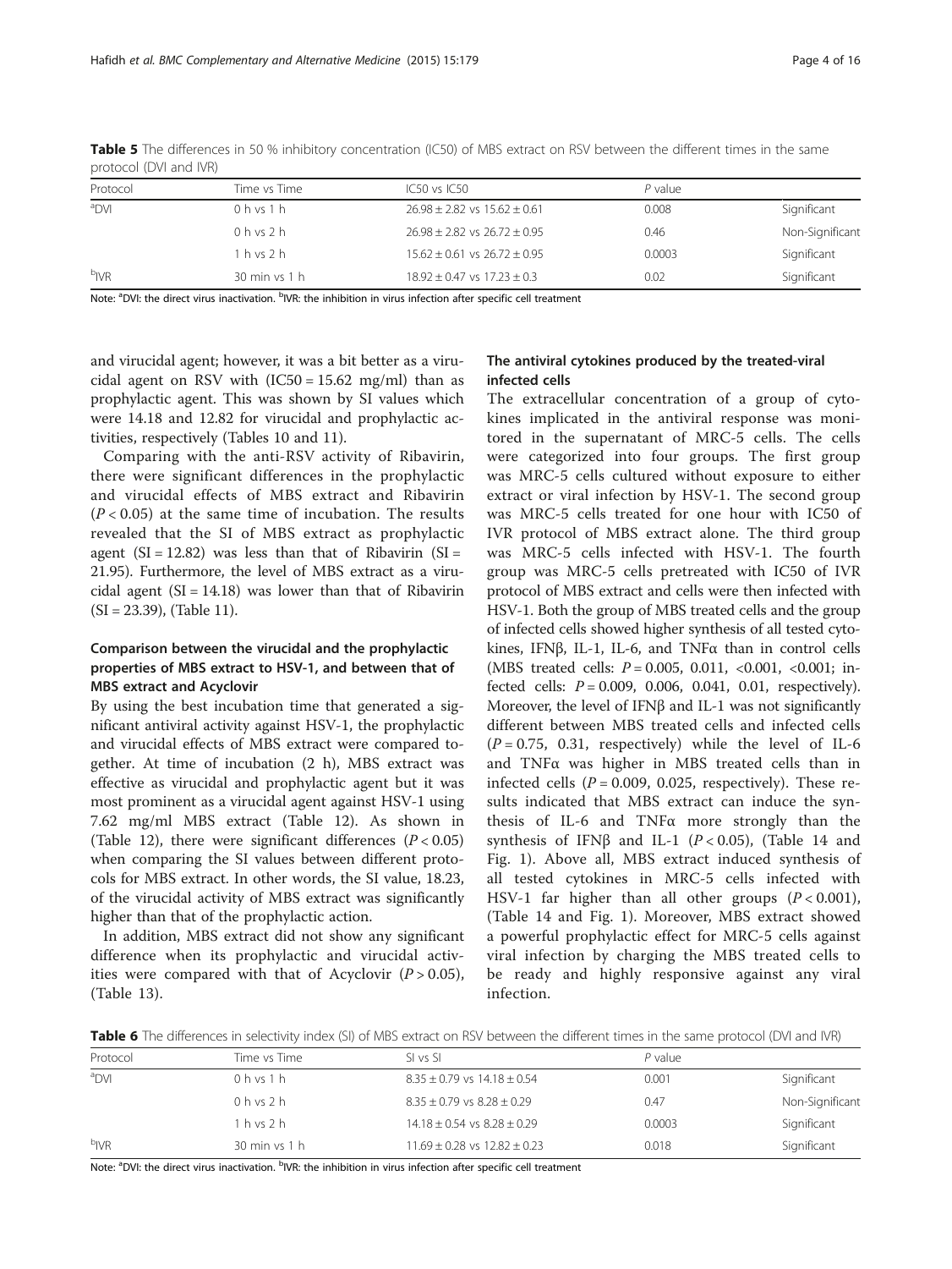**Table 5** The differences in 50 % inhibitory concentration (IC50) of MBS extract on RSV between the different times in the same protocol (DVI and IVR)

| Protocol | Time vs Time | IC50 vs IC50 | *P* value | |
|---|---|---|---|---|
| [a]DVI | 0 h vs 1 h | 26.98 ± 2.82 vs 15.62 ± 0.61 | 0.008 | Significant |
| | 0 h vs 2 h | 26.98 ± 2.82 vs 26.72 ± 0.95 | 0.46 | Non-Significant |
| | 1 h vs 2 h | 15.62 ± 0.61 vs 26.72 ± 0.95 | 0.0003 | Significant |
| [b]IVR | 30 min vs 1 h | 18.92 ± 0.47 vs 17.23 ± 0.3 | 0.02 | Significant |

Note: [a]DVI: the direct virus inactivation. [b]IVR: the inhibition in virus infection after specific cell treatment

and virucidal agent; however, it was a bit better as a virucidal agent on RSV with (IC50 = 15.62 mg/ml) than as prophylactic agent. This was shown by SI values which were 14.18 and 12.82 for virucidal and prophylactic activities, respectively (Tables 10 and 11).

Comparing with the anti-RSV activity of Ribavirin, there were significant differences in the prophylactic and virucidal effects of MBS extract and Ribavirin ($P < 0.05$) at the same time of incubation. The results revealed that the SI of MBS extract as prophylactic agent (SI = 12.82) was less than that of Ribavirin (SI = 21.95). Furthermore, the level of MBS extract as a virucidal agent (SI = 14.18) was lower than that of Ribavirin (SI = 23.39), (Table 11).

### Comparison between the virucidal and the prophylactic properties of MBS extract to HSV-1, and between that of MBS extract and Acyclovir

By using the best incubation time that generated a significant antiviral activity against HSV-1, the prophylactic and virucidal effects of MBS extract were compared together. At time of incubation (2 h), MBS extract was effective as virucidal and prophylactic agent but it was most prominent as a virucidal agent against HSV-1 using 7.62 mg/ml MBS extract (Table 12). As shown in (Table 12), there were significant differences ($P < 0.05$) when comparing the SI values between different protocols for MBS extract. In other words, the SI value, 18.23, of the virucidal activity of MBS extract was significantly higher than that of the prophylactic action.

In addition, MBS extract did not show any significant difference when its prophylactic and virucidal activities were compared with that of Acyclovir ($P > 0.05$), (Table 13).

### The antiviral cytokines produced by the treated-viral infected cells

The extracellular concentration of a group of cytokines implicated in the antiviral response was monitored in the supernatant of MRC-5 cells. The cells were categorized into four groups. The first group was MRC-5 cells cultured without exposure to either extract or viral infection by HSV-1. The second group was MRC-5 cells treated for one hour with IC50 of IVR protocol of MBS extract alone. The third group was MRC-5 cells infected with HSV-1. The fourth group was MRC-5 cells pretreated with IC50 of IVR protocol of MBS extract and cells were then infected with HSV-1. Both the group of MBS treated cells and the group of infected cells showed higher synthesis of all tested cytokines, IFNβ, IL-1, IL-6, and TNFα than in control cells (MBS treated cells: $P = 0.005$, 0.011, <0.001, <0.001; infected cells: $P = 0.009$, 0.006, 0.041, 0.01, respectively). Moreover, the level of IFNβ and IL-1 was not significantly different between MBS treated cells and infected cells ($P = 0.75$, 0.31, respectively) while the level of IL-6 and TNFα was higher in MBS treated cells than in infected cells ($P = 0.009$, 0.025, respectively). These results indicated that MBS extract can induce the synthesis of IL-6 and TNFα more strongly than the synthesis of IFNβ and IL-1 ($P < 0.05$), (Table 14 and Fig. 1). Above all, MBS extract induced synthesis of all tested cytokines in MRC-5 cells infected with HSV-1 far higher than all other groups ($P < 0.001$), (Table 14 and Fig. 1). Moreover, MBS extract showed a powerful prophylactic effect for MRC-5 cells against viral infection by charging the MBS treated cells to be ready and highly responsive against any viral infection.

**Table 6** The differences in selectivity index (SI) of MBS extract on RSV between the different times in the same protocol (DVI and IVR)

| Protocol | Time vs Time | SI vs SI | *P* value | |
|---|---|---|---|---|
| [a]DVI | 0 h vs 1 h | 8.35 ± 0.79 vs 14.18 ± 0.54 | 0.001 | Significant |
| | 0 h vs 2 h | 8.35 ± 0.79 vs 8.28 ± 0.29 | 0.47 | Non-Significant |
| | 1 h vs 2 h | 14.18 ± 0.54 vs 8.28 ± 0.29 | 0.0003 | Significant |
| [b]IVR | 30 min vs 1 h | 11.69 ± 0.28 vs 12.82 ± 0.23 | 0.018 | Significant |

Note: [a]DVI: the direct virus inactivation. [b]IVR: the inhibition in virus infection after specific cell treatment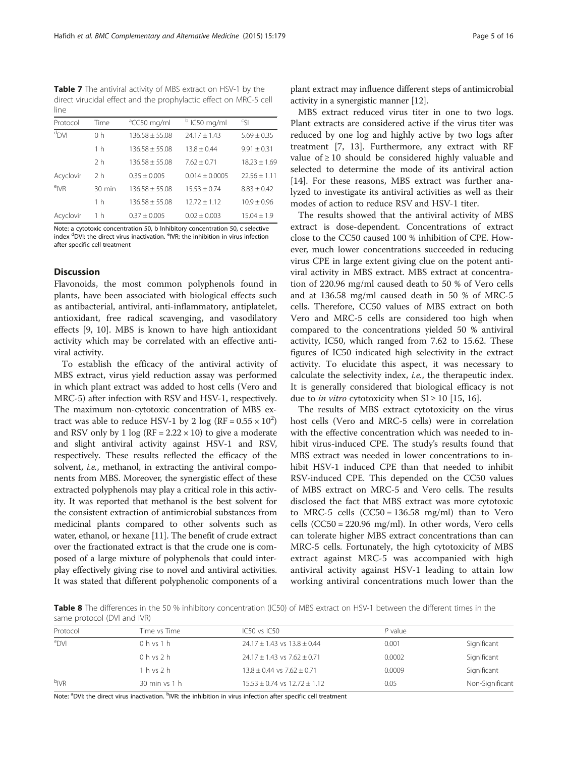**Table 7** The antiviral activity of MBS extract on HSV-1 by the direct virucidal effect and the prophylactic effect on MRC-5 cell line

| Protocol | Time | [a]CC50 mg/ml | [b] IC50 mg/ml | [c]SI |
|---|---|---|---|---|
| [d]DVI | 0 h | 136.58 ± 55.08 | 24.17 ± 1.43 | 5.69 ± 0.35 |
| | 1 h | 136.58 ± 55.08 | 13.8 ± 0.44 | 9.91 ± 0.31 |
| | 2 h | 136.58 ± 55.08 | 7.62 ± 0.71 | 18.23 ± 1.69 |
| Acyclovir | 2 h | 0.35 ± 0.005 | 0.014 ± 0.0005 | 22.56 ± 1.11 |
| [e]IVR | 30 min | 136.58 ± 55.08 | 15.53 ± 0.74 | 8.83 ± 0.42 |
| | 1 h | 136.58 ± 55.08 | 12.72 ± 1.12 | 10.9 ± 0.96 |
| Acyclovir | 1 h | 0.37 ± 0.005 | 0.02 ± 0.003 | 15.04 ± 1.9 |

Note: a cytotoxic concentration 50, b Inhibitory concentration 50, c selective index [d]DVI: the direct virus inactivation. [e]IVR: the inhibition in virus infection after specific cell treatment

## Discussion

Flavonoids, the most common polyphenols found in plants, have been associated with biological effects such as antibacterial, antiviral, anti-inflammatory, antiplatelet, antioxidant, free radical scavenging, and vasodilatory effects [9, 10]. MBS is known to have high antioxidant activity which may be correlated with an effective antiviral activity.

To establish the efficacy of the antiviral activity of MBS extract, virus yield reduction assay was performed in which plant extract was added to host cells (Vero and MRC-5) after infection with RSV and HSV-1, respectively. The maximum non-cytotoxic concentration of MBS extract was able to reduce HSV-1 by 2 log ($RF = 0.55 \times 10^2$) and RSV only by 1 log ($RF = 2.22 \times 10$) to give a moderate and slight antiviral activity against HSV-1 and RSV, respectively. These results reflected the efficacy of the solvent, *i.e.*, methanol, in extracting the antiviral components from MBS. Moreover, the synergistic effect of these extracted polyphenols may play a critical role in this activity. It was reported that methanol is the best solvent for the consistent extraction of antimicrobial substances from medicinal plants compared to other solvents such as water, ethanol, or hexane [11]. The benefit of crude extract over the fractionated extract is that the crude one is composed of a large mixture of polyphenols that could interplay effectively giving rise to novel and antiviral activities. It was stated that different polyphenolic components of a plant extract may influence different steps of antimicrobial activity in a synergistic manner [12].

MBS extract reduced virus titer in one to two logs. Plant extracts are considered active if the virus titer was reduced by one log and highly active by two logs after treatment [7, 13]. Furthermore, any extract with RF value of ≥ 10 should be considered highly valuable and selected to determine the mode of its antiviral action [14]. For these reasons, MBS extract was further analyzed to investigate its antiviral activities as well as their modes of action to reduce RSV and HSV-1 titer.

The results showed that the antiviral activity of MBS extract is dose-dependent. Concentrations of extract close to the CC50 caused 100 % inhibition of CPE. However, much lower concentrations succeeded in reducing virus CPE in large extent giving clue on the potent antiviral activity in MBS extract. MBS extract at concentration of 220.96 mg/ml caused death to 50 % of Vero cells and at 136.58 mg/ml caused death in 50 % of MRC-5 cells. Therefore, CC50 values of MBS extract on both Vero and MRC-5 cells are considered too high when compared to the concentrations yielded 50 % antiviral activity, IC50, which ranged from 7.62 to 15.62. These figures of IC50 indicated high selectivity in the extract activity. To elucidate this aspect, it was necessary to calculate the selectivity index, *i.e.*, the therapeutic index. It is generally considered that biological efficacy is not due to *in vitro* cytotoxicity when SI ≥ 10 [15, 16].

The results of MBS extract cytotoxicity on the virus host cells (Vero and MRC-5 cells) were in correlation with the effective concentration which was needed to inhibit virus-induced CPE. The study's results found that MBS extract was needed in lower concentrations to inhibit HSV-1 induced CPE than that needed to inhibit RSV-induced CPE. This depended on the CC50 values of MBS extract on MRC-5 and Vero cells. The results disclosed the fact that MBS extract was more cytotoxic to MRC-5 cells (CC50 = 136.58 mg/ml) than to Vero cells (CC50 = 220.96 mg/ml). In other words, Vero cells can tolerate higher MBS extract concentrations than can MRC-5 cells. Fortunately, the high cytotoxicity of MBS extract against MRC-5 was accompanied with high antiviral activity against HSV-1 leading to attain low working antiviral concentrations much lower than the

**Table 8** The differences in the 50 % inhibitory concentration (IC50) of MBS extract on HSV-1 between the different times in the same protocol (DVI and IVR)

| Protocol | Time vs Time | IC50 vs IC50 | *P* value | |
|---|---|---|---|---|
| [a]DVI | 0 h vs 1 h | 24.17 ± 1.43 vs 13.8 ± 0.44 | 0.001 | Significant |
| | 0 h vs 2 h | 24.17 ± 1.43 vs 7.62 ± 0.71 | 0.0002 | Significant |
| | 1 h vs 2 h | 13.8 ± 0.44 vs 7.62 ± 0.71 | 0.0009 | Significant |
| [b]IVR | 30 min vs 1 h | 15.53 ± 0.74 vs 12.72 ± 1.12 | 0.05 | Non-Significant |

Note: [a]DVI: the direct virus inactivation. [b]IVR: the inhibition in virus infection after specific cell treatment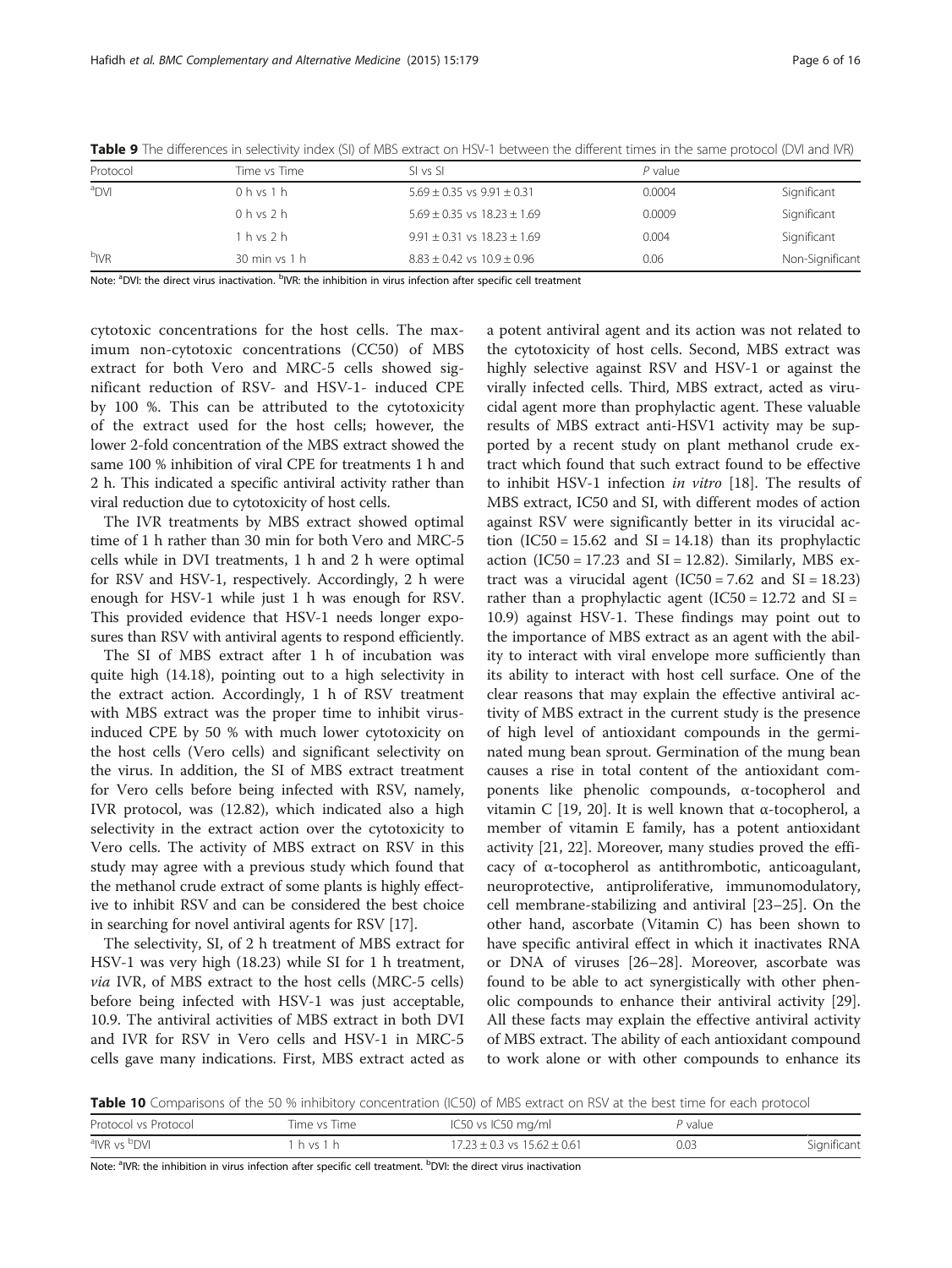**Table 9** The differences in selectivity index (SI) of MBS extract on HSV-1 between the different times in the same protocol (DVI and IVR)

| Protocol | Time vs Time | SI vs SI | *P* value | |
|---|---|---|---|---|
| [a]DVI | 0 h vs 1 h | 5.69 ± 0.35 vs 9.91 ± 0.31 | 0.0004 | Significant |
| | 0 h vs 2 h | 5.69 ± 0.35 vs 18.23 ± 1.69 | 0.0009 | Significant |
| | 1 h vs 2 h | 9.91 ± 0.31 vs 18.23 ± 1.69 | 0.004 | Significant |
| [b]IVR | 30 min vs 1 h | 8.83 ± 0.42 vs 10.9 ± 0.96 | 0.06 | Non-Significant |

Note: [a]DVI: the direct virus inactivation. [b]IVR: the inhibition in virus infection after specific cell treatment

cytotoxic concentrations for the host cells. The maximum non-cytotoxic concentrations (CC50) of MBS extract for both Vero and MRC-5 cells showed significant reduction of RSV- and HSV-1- induced CPE by 100 %. This can be attributed to the cytotoxicity of the extract used for the host cells; however, the lower 2-fold concentration of the MBS extract showed the same 100 % inhibition of viral CPE for treatments 1 h and 2 h. This indicated a specific antiviral activity rather than viral reduction due to cytotoxicity of host cells.

The IVR treatments by MBS extract showed optimal time of 1 h rather than 30 min for both Vero and MRC-5 cells while in DVI treatments, 1 h and 2 h were optimal for RSV and HSV-1, respectively. Accordingly, 2 h were enough for HSV-1 while just 1 h was enough for RSV. This provided evidence that HSV-1 needs longer exposures than RSV with antiviral agents to respond efficiently.

The SI of MBS extract after 1 h of incubation was quite high (14.18), pointing out to a high selectivity in the extract action. Accordingly, 1 h of RSV treatment with MBS extract was the proper time to inhibit virus-induced CPE by 50 % with much lower cytotoxicity on the host cells (Vero cells) and significant selectivity on the virus. In addition, the SI of MBS extract treatment for Vero cells before being infected with RSV, namely, IVR protocol, was (12.82), which indicated also a high selectivity in the extract action over the cytotoxicity to Vero cells. The activity of MBS extract on RSV in this study may agree with a previous study which found that the methanol crude extract of some plants is highly effective to inhibit RSV and can be considered the best choice in searching for novel antiviral agents for RSV [17].

The selectivity, SI, of 2 h treatment of MBS extract for HSV-1 was very high (18.23) while SI for 1 h treatment, *via* IVR, of MBS extract to the host cells (MRC-5 cells) before being infected with HSV-1 was just acceptable, 10.9. The antiviral activities of MBS extract in both DVI and IVR for RSV in Vero cells and HSV-1 in MRC-5 cells gave many indications. First, MBS extract acted as a potent antiviral agent and its action was not related to the cytotoxicity of host cells. Second, MBS extract was highly selective against RSV and HSV-1 or against the virally infected cells. Third, MBS extract, acted as virucidal agent more than prophylactic agent. These valuable results of MBS extract anti-HSV1 activity may be supported by a recent study on plant methanol crude extract which found that such extract found to be effective to inhibit HSV-1 infection *in vitro* [18]. The results of MBS extract, IC50 and SI, with different modes of action against RSV were significantly better in its virucidal action (IC50 = 15.62 and SI = 14.18) than its prophylactic action (IC50 = 17.23 and SI = 12.82). Similarly, MBS extract was a virucidal agent (IC50 = 7.62 and SI = 18.23) rather than a prophylactic agent (IC50 = 12.72 and SI = 10.9) against HSV-1. These findings may point out to the importance of MBS extract as an agent with the ability to interact with viral envelope more sufficiently than its ability to interact with host cell surface. One of the clear reasons that may explain the effective antiviral activity of MBS extract in the current study is the presence of high level of antioxidant compounds in the germinated mung bean sprout. Germination of the mung bean causes a rise in total content of the antioxidant components like phenolic compounds, α-tocopherol and vitamin C [19, 20]. It is well known that α-tocopherol, a member of vitamin E family, has a potent antioxidant activity [21, 22]. Moreover, many studies proved the efficacy of α-tocopherol as antithrombotic, anticoagulant, neuroprotective, antiproliferative, immunomodulatory, cell membrane-stabilizing and antiviral [23–25]. On the other hand, ascorbate (Vitamin C) has been shown to have specific antiviral effect in which it inactivates RNA or DNA of viruses [26–28]. Moreover, ascorbate was found to be able to act synergistically with other phenolic compounds to enhance their antiviral activity [29]. All these facts may explain the effective antiviral activity of MBS extract. The ability of each antioxidant compound to work alone or with other compounds to enhance its

**Table 10** Comparisons of the 50 % inhibitory concentration (IC50) of MBS extract on RSV at the best time for each protocol

| Protocol vs Protocol | Time vs Time | IC50 vs IC50 mg/ml | *P* value | |
|---|---|---|---|---|
| [a]IVR vs [b]DVI | 1 h vs 1 h | 17.23 ± 0.3 vs 15.62 ± 0.61 | 0.03 | Significant |

Note: [a]IVR: the inhibition in virus infection after specific cell treatment. [b]DVI: the direct virus inactivation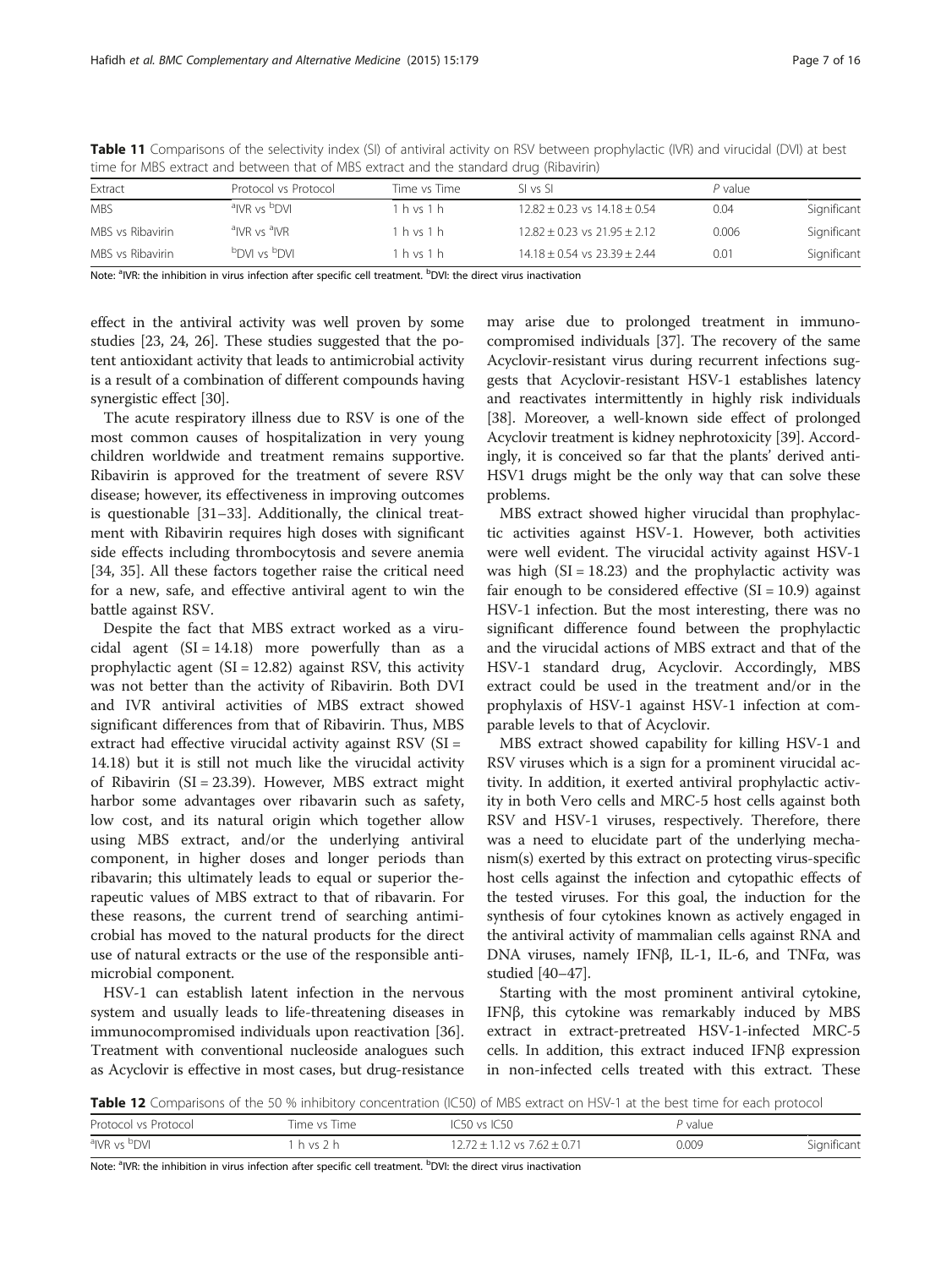**Table 11** Comparisons of the selectivity index (SI) of antiviral activity on RSV between prophylactic (IVR) and virucidal (DVI) at best time for MBS extract and between that of MBS extract and the standard drug (Ribavirin)

| Extract | Protocol vs Protocol | Time vs Time | SI vs SI | P value | |
|---|---|---|---|---|---|
| MBS | [a]IVR vs [b]DVI | 1 h vs 1 h | 12.82 ± 0.23 vs 14.18 ± 0.54 | 0.04 | Significant |
| MBS vs Ribavirin | [a]IVR vs [a]IVR | 1 h vs 1 h | 12.82 ± 0.23 vs 21.95 ± 2.12 | 0.006 | Significant |
| MBS vs Ribavirin | [b]DVI vs [b]DVI | 1 h vs 1 h | 14.18 ± 0.54 vs 23.39 ± 2.44 | 0.01 | Significant |

Note: [a]IVR: the inhibition in virus infection after specific cell treatment. [b]DVI: the direct virus inactivation

effect in the antiviral activity was well proven by some studies [23, 24, 26]. These studies suggested that the potent antioxidant activity that leads to antimicrobial activity is a result of a combination of different compounds having synergistic effect [30].

The acute respiratory illness due to RSV is one of the most common causes of hospitalization in very young children worldwide and treatment remains supportive. Ribavirin is approved for the treatment of severe RSV disease; however, its effectiveness in improving outcomes is questionable [31–33]. Additionally, the clinical treatment with Ribavirin requires high doses with significant side effects including thrombocytosis and severe anemia [34, 35]. All these factors together raise the critical need for a new, safe, and effective antiviral agent to win the battle against RSV.

Despite the fact that MBS extract worked as a virucidal agent (SI = 14.18) more powerfully than as a prophylactic agent (SI = 12.82) against RSV, this activity was not better than the activity of Ribavirin. Both DVI and IVR antiviral activities of MBS extract showed significant differences from that of Ribavirin. Thus, MBS extract had effective virucidal activity against RSV (SI = 14.18) but it is still not much like the virucidal activity of Ribavirin (SI = 23.39). However, MBS extract might harbor some advantages over ribavarin such as safety, low cost, and its natural origin which together allow using MBS extract, and/or the underlying antiviral component, in higher doses and longer periods than ribavarin; this ultimately leads to equal or superior therapeutic values of MBS extract to that of ribavarin. For these reasons, the current trend of searching antimicrobial has moved to the natural products for the direct use of natural extracts or the use of the responsible antimicrobial component.

HSV-1 can establish latent infection in the nervous system and usually leads to life-threatening diseases in immunocompromised individuals upon reactivation [36]. Treatment with conventional nucleoside analogues such as Acyclovir is effective in most cases, but drug-resistance may arise due to prolonged treatment in immunocompromised individuals [37]. The recovery of the same Acyclovir-resistant virus during recurrent infections suggests that Acyclovir-resistant HSV-1 establishes latency and reactivates intermittently in highly risk individuals [38]. Moreover, a well-known side effect of prolonged Acyclovir treatment is kidney nephrotoxicity [39]. Accordingly, it is conceived so far that the plants' derived anti-HSV1 drugs might be the only way that can solve these problems.

MBS extract showed higher virucidal than prophylactic activities against HSV-1. However, both activities were well evident. The virucidal activity against HSV-1 was high (SI = 18.23) and the prophylactic activity was fair enough to be considered effective (SI = 10.9) against HSV-1 infection. But the most interesting, there was no significant difference found between the prophylactic and the virucidal actions of MBS extract and that of the HSV-1 standard drug, Acyclovir. Accordingly, MBS extract could be used in the treatment and/or in the prophylaxis of HSV-1 against HSV-1 infection at comparable levels to that of Acyclovir.

MBS extract showed capability for killing HSV-1 and RSV viruses which is a sign for a prominent virucidal activity. In addition, it exerted antiviral prophylactic activity in both Vero cells and MRC-5 host cells against both RSV and HSV-1 viruses, respectively. Therefore, there was a need to elucidate part of the underlying mechanism(s) exerted by this extract on protecting virus-specific host cells against the infection and cytopathic effects of the tested viruses. For this goal, the induction for the synthesis of four cytokines known as actively engaged in the antiviral activity of mammalian cells against RNA and DNA viruses, namely IFNβ, IL-1, IL-6, and TNFα, was studied [40–47].

Starting with the most prominent antiviral cytokine, IFNβ, this cytokine was remarkably induced by MBS extract in extract-pretreated HSV-1-infected MRC-5 cells. In addition, this extract induced IFNβ expression in non-infected cells treated with this extract. These

**Table 12** Comparisons of the 50 % inhibitory concentration (IC50) of MBS extract on HSV-1 at the best time for each protocol

| Protocol vs Protocol | Time vs Time | IC50 vs IC50 | P value | |
|---|---|---|---|---|
| [a]IVR vs [b]DVI | 1 h vs 2 h | 12.72 ± 1.12 vs 7.62 ± 0.71 | 0.009 | Significant |

Note: [a]IVR: the inhibition in virus infection after specific cell treatment. [b]DVI: the direct virus inactivation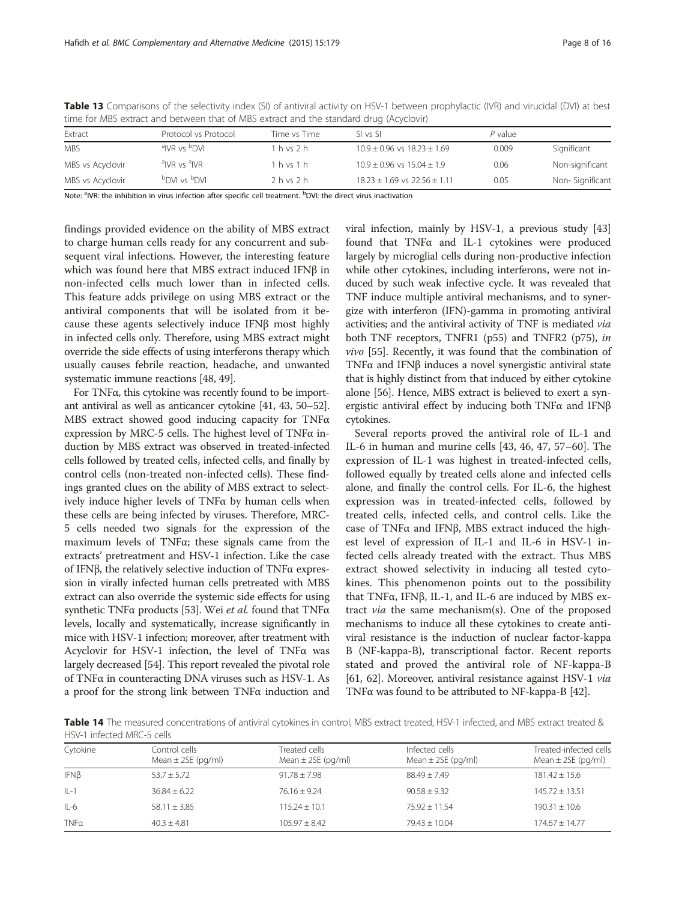**Table 13** Comparisons of the selectivity index (SI) of antiviral activity on HSV-1 between prophylactic (IVR) and virucidal (DVI) at best time for MBS extract and between that of MBS extract and the standard drug (Acyclovir)

| Extract | Protocol vs Protocol | Time vs Time | SI vs SI | P value | |
|---|---|---|---|---|---|
| MBS | [a]IVR vs [b]DVI | 1 h vs 2 h | 10.9 ± 0.96 vs 18.23 ± 1.69 | 0.009 | Significant |
| MBS vs Acyclovir | [a]IVR vs [a]IVR | 1 h vs 1 h | 10.9 ± 0.96 vs 15.04 ± 1.9 | 0.06 | Non-significant |
| MBS vs Acyclovir | [b]DVI vs [b]DVI | 2 h vs 2 h | 18.23 ± 1.69 vs 22.56 ± 1.11 | 0.05 | Non- Significant |

Note: [a]IVR: the inhibition in virus infection after specific cell treatment. [b]DVI: the direct virus inactivation

findings provided evidence on the ability of MBS extract to charge human cells ready for any concurrent and subsequent viral infections. However, the interesting feature which was found here that MBS extract induced IFNβ in non-infected cells much lower than in infected cells. This feature adds privilege on using MBS extract or the antiviral components that will be isolated from it because these agents selectively induce IFNβ most highly in infected cells only. Therefore, using MBS extract might override the side effects of using interferons therapy which usually causes febrile reaction, headache, and unwanted systematic immune reactions [48, 49].

For TNFα, this cytokine was recently found to be important antiviral as well as anticancer cytokine [41, 43, 50–52]. MBS extract showed good inducing capacity for TNFα expression by MRC-5 cells. The highest level of TNFα induction by MBS extract was observed in treated-infected cells followed by treated cells, infected cells, and finally by control cells (non-treated non-infected cells). These findings granted clues on the ability of MBS extract to selectively induce higher levels of TNFα by human cells when these cells are being infected by viruses. Therefore, MRC-5 cells needed two signals for the expression of the maximum levels of TNFα; these signals came from the extracts' pretreatment and HSV-1 infection. Like the case of IFNβ, the relatively selective induction of TNFα expression in virally infected human cells pretreated with MBS extract can also override the systemic side effects for using synthetic TNFα products [53]. Wei *et al.* found that TNFα levels, locally and systematically, increase significantly in mice with HSV-1 infection; moreover, after treatment with Acyclovir for HSV-1 infection, the level of TNFα was largely decreased [54]. This report revealed the pivotal role of TNFα in counteracting DNA viruses such as HSV-1. As a proof for the strong link between TNFα induction and viral infection, mainly by HSV-1, a previous study [43] found that TNFα and IL-1 cytokines were produced largely by microglial cells during non-productive infection while other cytokines, including interferons, were not induced by such weak infective cycle. It was revealed that TNF induce multiple antiviral mechanisms, and to synergize with interferon (IFN)-gamma in promoting antiviral activities; and the antiviral activity of TNF is mediated *via* both TNF receptors, TNFR1 (p55) and TNFR2 (p75), *in vivo* [55]. Recently, it was found that the combination of TNFα and IFNβ induces a novel synergistic antiviral state that is highly distinct from that induced by either cytokine alone [56]. Hence, MBS extract is believed to exert a synergistic antiviral effect by inducing both TNFα and IFNβ cytokines.

Several reports proved the antiviral role of IL-1 and IL-6 in human and murine cells [43, 46, 47, 57–60]. The expression of IL-1 was highest in treated-infected cells, followed equally by treated cells alone and infected cells alone, and finally the control cells. For IL-6, the highest expression was in treated-infected cells, followed by treated cells, infected cells, and control cells. Like the case of TNFα and IFNβ, MBS extract induced the highest level of expression of IL-1 and IL-6 in HSV-1 infected cells already treated with the extract. Thus MBS extract showed selectivity in inducing all tested cytokines. This phenomenon points out to the possibility that TNFα, IFNβ, IL-1, and IL-6 are induced by MBS extract *via* the same mechanism(s). One of the proposed mechanisms to induce all these cytokines to create antiviral resistance is the induction of nuclear factor-kappa B (NF-kappa-B), transcriptional factor. Recent reports stated and proved the antiviral role of NF-kappa-B [61, 62]. Moreover, antiviral resistance against HSV-1 *via* TNFα was found to be attributed to NF-kappa-B [42].

**Table 14** The measured concentrations of antiviral cytokines in control, MBS extract treated, HSV-1 infected, and MBS extract treated & HSV-1 infected MRC-5 cells

| Cytokine | Control cells Mean ± 2SE (pg/ml) | Treated cells Mean ± 2SE (pg/ml) | Infected cells Mean ± 2SE (pg/ml) | Treated-infected cells Mean ± 2SE (pg/ml) |
|---|---|---|---|---|
| IFNβ | 53.7 ± 5.72 | 91.78 ± 7.98 | 88.49 ± 7.49 | 181.42 ± 15.6 |
| IL-1 | 36.84 ± 6.22 | 76.16 ± 9.24 | 90.58 ± 9.32 | 145.72 ± 13.51 |
| IL-6 | 58.11 ± 3.85 | 115.24 ± 10.1 | 75.92 ± 11.54 | 190.31 ± 10.6 |
| TNFα | 40.3 ± 4.81 | 105.97 ± 8.42 | 79.43 ± 10.04 | 174.67 ± 14.77 |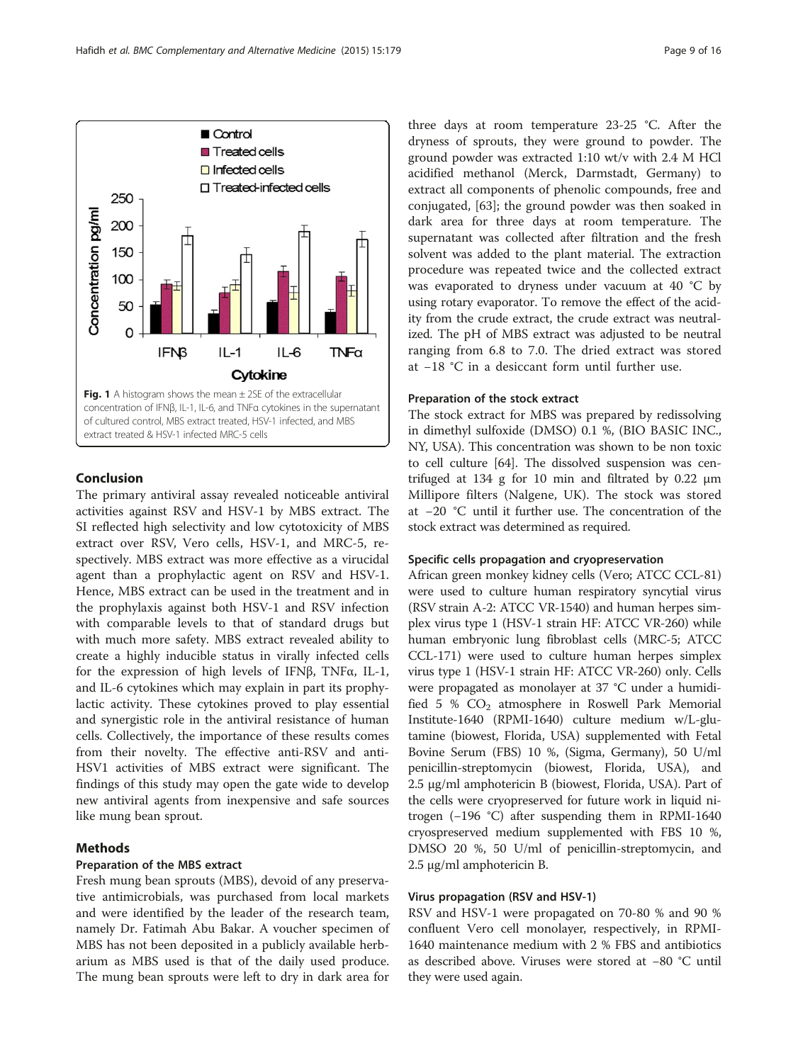Fig. 1 A histogram shows the mean ± 2SE of the extracellular concentration of IFNβ, IL-1, IL-6, and TNFα cytokines in the supernatant of cultured control, MBS extract treated, HSV-1 infected, and MBS extract treated & HSV-1 infected MRC-5 cells

## Conclusion

The primary antiviral assay revealed noticeable antiviral activities against RSV and HSV-1 by MBS extract. The SI reflected high selectivity and low cytotoxicity of MBS extract over RSV, Vero cells, HSV-1, and MRC-5, respectively. MBS extract was more effective as a virucidal agent than a prophylactic agent on RSV and HSV-1. Hence, MBS extract can be used in the treatment and in the prophylaxis against both HSV-1 and RSV infection with comparable levels to that of standard drugs but with much more safety. MBS extract revealed ability to create a highly inducible status in virally infected cells for the expression of high levels of IFNβ, TNFα, IL-1, and IL-6 cytokines which may explain in part its prophylactic activity. These cytokines proved to play essential and synergistic role in the antiviral resistance of human cells. Collectively, the importance of these results comes from their novelty. The effective anti-RSV and anti-HSV1 activities of MBS extract were significant. The findings of this study may open the gate wide to develop new antiviral agents from inexpensive and safe sources like mung bean sprout.

## Methods

### Preparation of the MBS extract

Fresh mung bean sprouts (MBS), devoid of any preservative antimicrobials, was purchased from local markets and were identified by the leader of the research team, namely Dr. Fatimah Abu Bakar. A voucher specimen of MBS has not been deposited in a publicly available herbarium as MBS used is that of the daily used produce. The mung bean sprouts were left to dry in dark area for three days at room temperature 23-25 °C. After the dryness of sprouts, they were ground to powder. The ground powder was extracted 1:10 wt/v with 2.4 M HCl acidified methanol (Merck, Darmstadt, Germany) to extract all components of phenolic compounds, free and conjugated, [63]; the ground powder was then soaked in dark area for three days at room temperature. The supernatant was collected after filtration and the fresh solvent was added to the plant material. The extraction procedure was repeated twice and the collected extract was evaporated to dryness under vacuum at 40 °C by using rotary evaporator. To remove the effect of the acidity from the crude extract, the crude extract was neutralized. The pH of MBS extract was adjusted to be neutral ranging from 6.8 to 7.0. The dried extract was stored at −18 °C in a desiccant form until further use.

### Preparation of the stock extract

The stock extract for MBS was prepared by redissolving in dimethyl sulfoxide (DMSO) 0.1 %, (BIO BASIC INC., NY, USA). This concentration was shown to be non toxic to cell culture [64]. The dissolved suspension was centrifuged at 134 g for 10 min and filtrated by 0.22 μm Millipore filters (Nalgene, UK). The stock was stored at −20 °C until it further use. The concentration of the stock extract was determined as required.

### Specific cells propagation and cryopreservation

African green monkey kidney cells (Vero; ATCC CCL-81) were used to culture human respiratory syncytial virus (RSV strain A-2: ATCC VR-1540) and human herpes simplex virus type 1 (HSV-1 strain HF: ATCC VR-260) while human embryonic lung fibroblast cells (MRC-5; ATCC CCL-171) were used to culture human herpes simplex virus type 1 (HSV-1 strain HF: ATCC VR-260) only. Cells were propagated as monolayer at 37 °C under a humidified 5 % $CO_2$ atmosphere in Roswell Park Memorial Institute-1640 (RPMI-1640) culture medium w/L-glutamine (biowest, Florida, USA) supplemented with Fetal Bovine Serum (FBS) 10 %, (Sigma, Germany), 50 U/ml penicillin-streptomycin (biowest, Florida, USA), and 2.5 μg/ml amphotericin B (biowest, Florida, USA). Part of the cells were cryopreserved for future work in liquid nitrogen (−196 °C) after suspending them in RPMI-1640 cryospreserved medium supplemented with FBS 10 %, DMSO 20 %, 50 U/ml of penicillin-streptomycin, and 2.5 μg/ml amphotericin B.

### Virus propagation (RSV and HSV-1)

RSV and HSV-1 were propagated on 70-80 % and 90 % confluent Vero cell monolayer, respectively, in RPMI-1640 maintenance medium with 2 % FBS and antibiotics as described above. Viruses were stored at −80 °C until they were used again.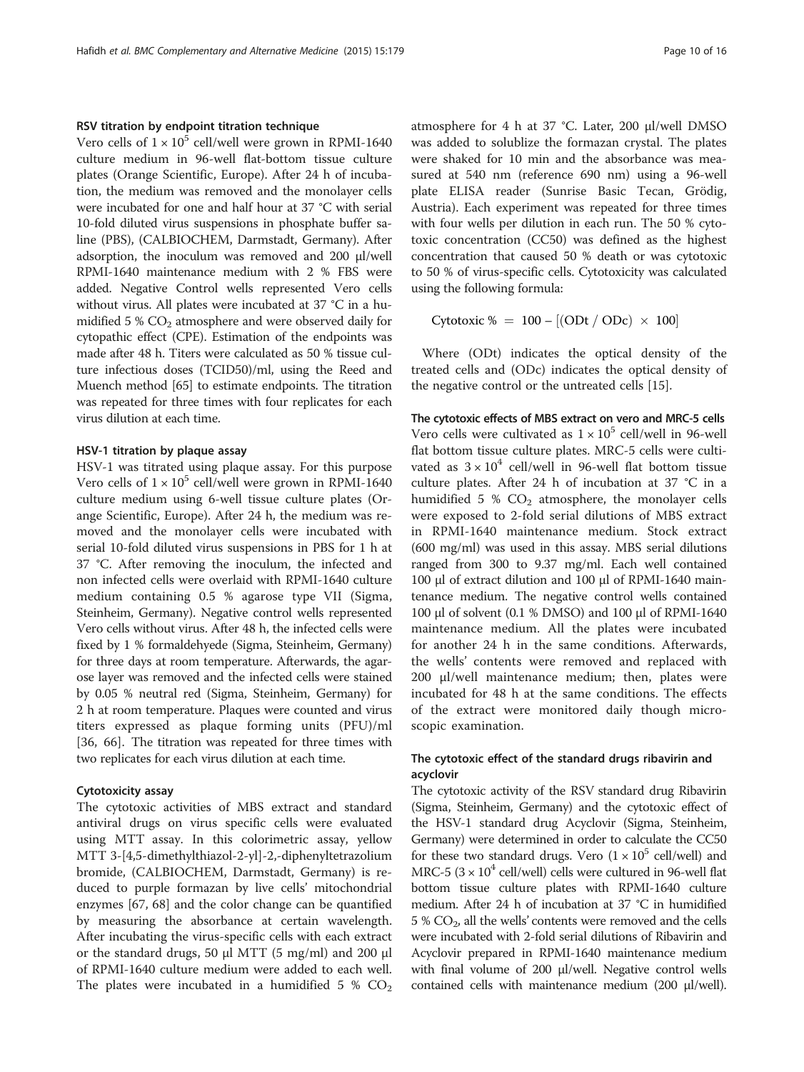#### RSV titration by endpoint titration technique

Vero cells of $1 \times 10^5$ cell/well were grown in RPMI-1640 culture medium in 96-well flat-bottom tissue culture plates (Orange Scientific, Europe). After 24 h of incubation, the medium was removed and the monolayer cells were incubated for one and half hour at 37 °C with serial 10-fold diluted virus suspensions in phosphate buffer saline (PBS), (CALBIOCHEM, Darmstadt, Germany). After adsorption, the inoculum was removed and 200 μl/well RPMI-1640 maintenance medium with 2 % FBS were added. Negative Control wells represented Vero cells without virus. All plates were incubated at 37 °C in a humidified 5 % $CO_2$ atmosphere and were observed daily for cytopathic effect (CPE). Estimation of the endpoints was made after 48 h. Titers were calculated as 50 % tissue culture infectious doses (TCID50)/ml, using the Reed and Muench method [65] to estimate endpoints. The titration was repeated for three times with four replicates for each virus dilution at each time.

#### HSV-1 titration by plaque assay

HSV-1 was titrated using plaque assay. For this purpose Vero cells of $1 \times 10^5$ cell/well were grown in RPMI-1640 culture medium using 6-well tissue culture plates (Orange Scientific, Europe). After 24 h, the medium was removed and the monolayer cells were incubated with serial 10-fold diluted virus suspensions in PBS for 1 h at 37 °C. After removing the inoculum, the infected and non infected cells were overlaid with RPMI-1640 culture medium containing 0.5 % agarose type VII (Sigma, Steinheim, Germany). Negative control wells represented Vero cells without virus. After 48 h, the infected cells were fixed by 1 % formaldehyde (Sigma, Steinheim, Germany) for three days at room temperature. Afterwards, the agarose layer was removed and the infected cells were stained by 0.05 % neutral red (Sigma, Steinheim, Germany) for 2 h at room temperature. Plaques were counted and virus titers expressed as plaque forming units (PFU)/ml [36, 66]. The titration was repeated for three times with two replicates for each virus dilution at each time.

#### Cytotoxicity assay

The cytotoxic activities of MBS extract and standard antiviral drugs on virus specific cells were evaluated using MTT assay. In this colorimetric assay, yellow MTT 3-[4,5-dimethylthiazol-2-yl]-2,-diphenyltetrazolium bromide, (CALBIOCHEM, Darmstadt, Germany) is reduced to purple formazan by live cells' mitochondrial enzymes [67, 68] and the color change can be quantified by measuring the absorbance at certain wavelength. After incubating the virus-specific cells with each extract or the standard drugs, 50 μl MTT (5 mg/ml) and 200 μl of RPMI-1640 culture medium were added to each well. The plates were incubated in a humidified 5 % $CO_2$ atmosphere for 4 h at 37 °C. Later, 200 μl/well DMSO was added to solublize the formazan crystal. The plates were shaked for 10 min and the absorbance was measured at 540 nm (reference 690 nm) using a 96-well plate ELISA reader (Sunrise Basic Tecan, Grödig, Austria). Each experiment was repeated for three times with four wells per dilution in each run. The 50 % cytotoxic concentration (CC50) was defined as the highest concentration that caused 50 % death or was cytotoxic to 50 % of virus-specific cells. Cytotoxicity was calculated using the following formula:

$$\text{Cytotoxic \%} = 100 - [(\text{ODt} / \text{ODc}) \times 100]$$

Where (ODt) indicates the optical density of the treated cells and (ODc) indicates the optical density of the negative control or the untreated cells [15].

#### The cytotoxic effects of MBS extract on vero and MRC-5 cells

Vero cells were cultivated as $1 \times 10^5$ cell/well in 96-well flat bottom tissue culture plates. MRC-5 cells were cultivated as $3 \times 10^4$ cell/well in 96-well flat bottom tissue culture plates. After 24 h of incubation at 37 °C in a humidified 5 % $CO_2$ atmosphere, the monolayer cells were exposed to 2-fold serial dilutions of MBS extract in RPMI-1640 maintenance medium. Stock extract (600 mg/ml) was used in this assay. MBS serial dilutions ranged from 300 to 9.37 mg/ml. Each well contained 100 μl of extract dilution and 100 μl of RPMI-1640 maintenance medium. The negative control wells contained 100 μl of solvent (0.1 % DMSO) and 100 μl of RPMI-1640 maintenance medium. All the plates were incubated for another 24 h in the same conditions. Afterwards, the wells' contents were removed and replaced with 200 μl/well maintenance medium; then, plates were incubated for 48 h at the same conditions. The effects of the extract were monitored daily though microscopic examination.

#### The cytotoxic effect of the standard drugs ribavirin and acyclovir

The cytotoxic activity of the RSV standard drug Ribavirin (Sigma, Steinheim, Germany) and the cytotoxic effect of the HSV-1 standard drug Acyclovir (Sigma, Steinheim, Germany) were determined in order to calculate the CC50 for these two standard drugs. Vero ($1 \times 10^5$ cell/well) and MRC-5 ($3 \times 10^4$ cell/well) cells were cultured in 96-well flat bottom tissue culture plates with RPMI-1640 culture medium. After 24 h of incubation at 37 °C in humidified 5 % $CO_2$, all the wells' contents were removed and the cells were incubated with 2-fold serial dilutions of Ribavirin and Acyclovir prepared in RPMI-1640 maintenance medium with final volume of 200 μl/well. Negative control wells contained cells with maintenance medium (200 μl/well).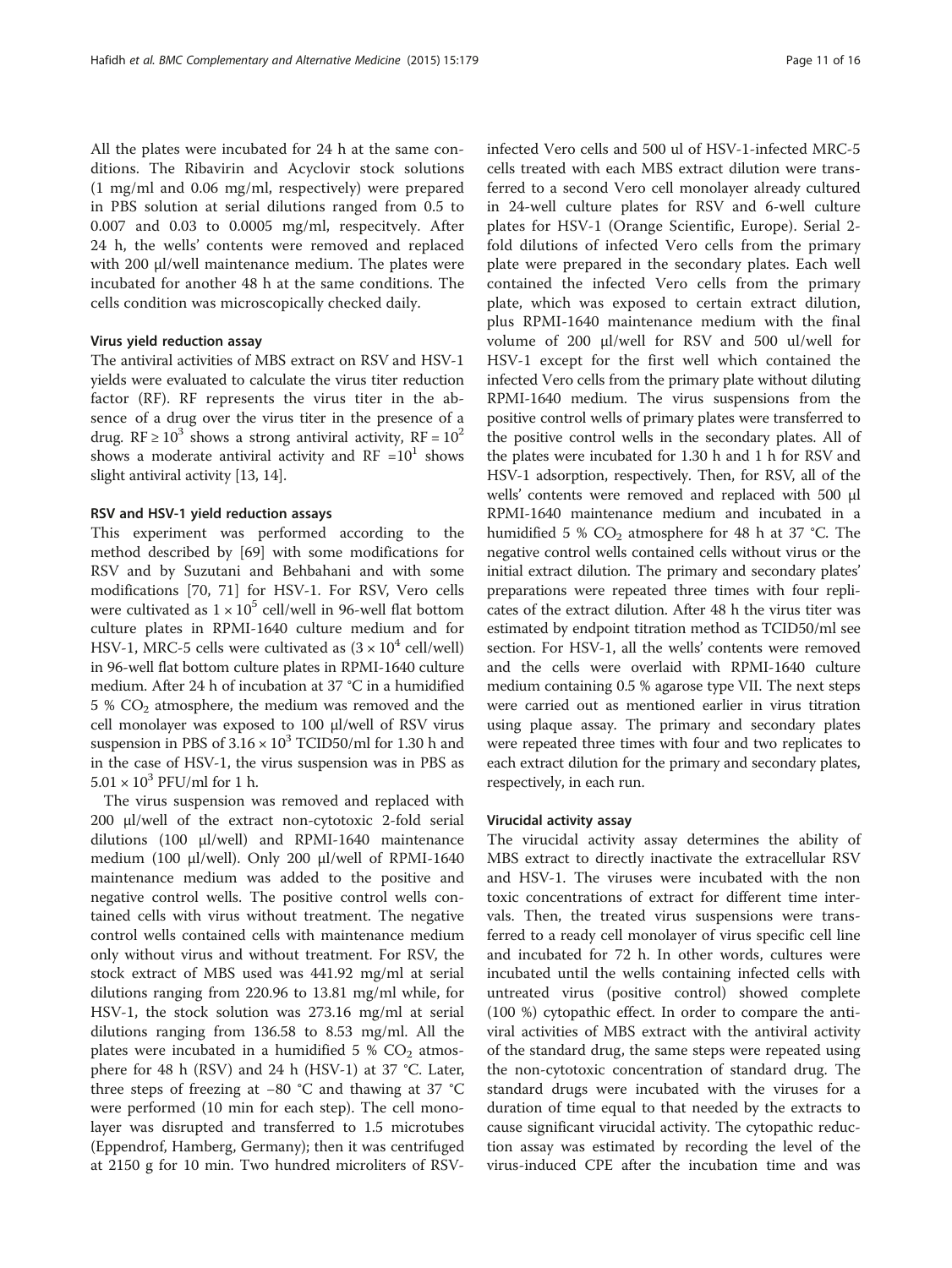All the plates were incubated for 24 h at the same conditions. The Ribavirin and Acyclovir stock solutions (1 mg/ml and 0.06 mg/ml, respectively) were prepared in PBS solution at serial dilutions ranged from 0.5 to 0.007 and 0.03 to 0.0005 mg/ml, respecitvely. After 24 h, the wells' contents were removed and replaced with 200 μl/well maintenance medium. The plates were incubated for another 48 h at the same conditions. The cells condition was microscopically checked daily.

#### Virus yield reduction assay

The antiviral activities of MBS extract on RSV and HSV-1 yields were evaluated to calculate the virus titer reduction factor (RF). RF represents the virus titer in the absence of a drug over the virus titer in the presence of a drug. $RF \geq 10^3$ shows a strong antiviral activity, $RF = 10^2$ shows a moderate antiviral activity and $RF = 10^1$ shows slight antiviral activity [13, 14].

#### RSV and HSV-1 yield reduction assays

This experiment was performed according to the method described by [69] with some modifications for RSV and by Suzutani and Behbahani and with some modifications [70, 71] for HSV-1. For RSV, Vero cells were cultivated as $1 \times 10^5$ cell/well in 96-well flat bottom culture plates in RPMI-1640 culture medium and for HSV-1, MRC-5 cells were cultivated as ($3 \times 10^4$ cell/well) in 96-well flat bottom culture plates in RPMI-1640 culture medium. After 24 h of incubation at 37 °C in a humidified 5 % $CO_2$ atmosphere, the medium was removed and the cell monolayer was exposed to 100 μl/well of RSV virus suspension in PBS of $3.16 \times 10^3$ TCID50/ml for 1.30 h and in the case of HSV-1, the virus suspension was in PBS as $5.01 \times 10^3$ PFU/ml for 1 h.

The virus suspension was removed and replaced with 200 μl/well of the extract non-cytotoxic 2-fold serial dilutions (100 μl/well) and RPMI-1640 maintenance medium (100 μl/well). Only 200 μl/well of RPMI-1640 maintenance medium was added to the positive and negative control wells. The positive control wells contained cells with virus without treatment. The negative control wells contained cells with maintenance medium only without virus and without treatment. For RSV, the stock extract of MBS used was 441.92 mg/ml at serial dilutions ranging from 220.96 to 13.81 mg/ml while, for HSV-1, the stock solution was 273.16 mg/ml at serial dilutions ranging from 136.58 to 8.53 mg/ml. All the plates were incubated in a humidified 5 % $CO_2$ atmosphere for 48 h (RSV) and 24 h (HSV-1) at 37 °C. Later, three steps of freezing at −80 °C and thawing at 37 °C were performed (10 min for each step). The cell monolayer was disrupted and transferred to 1.5 microtubes (Eppendrof, Hamberg, Germany); then it was centrifuged at 2150 g for 10 min. Two hundred microliters of RSV-infected Vero cells and 500 ul of HSV-1-infected MRC-5 cells treated with each MBS extract dilution were transferred to a second Vero cell monolayer already cultured in 24-well culture plates for RSV and 6-well culture plates for HSV-1 (Orange Scientific, Europe). Serial 2-fold dilutions of infected Vero cells from the primary plate were prepared in the secondary plates. Each well contained the infected Vero cells from the primary plate, which was exposed to certain extract dilution, plus RPMI-1640 maintenance medium with the final volume of 200 μl/well for RSV and 500 ul/well for HSV-1 except for the first well which contained the infected Vero cells from the primary plate without diluting RPMI-1640 medium. The virus suspensions from the positive control wells of primary plates were transferred to the positive control wells in the secondary plates. All of the plates were incubated for 1.30 h and 1 h for RSV and HSV-1 adsorption, respectively. Then, for RSV, all of the wells' contents were removed and replaced with 500 μl RPMI-1640 maintenance medium and incubated in a humidified 5 % $CO_2$ atmosphere for 48 h at 37 °C. The negative control wells contained cells without virus or the initial extract dilution. The primary and secondary plates' preparations were repeated three times with four replicates of the extract dilution. After 48 h the virus titer was estimated by endpoint titration method as TCID50/ml see section. For HSV-1, all the wells' contents were removed and the cells were overlaid with RPMI-1640 culture medium containing 0.5 % agarose type VII. The next steps were carried out as mentioned earlier in virus titration using plaque assay. The primary and secondary plates were repeated three times with four and two replicates to each extract dilution for the primary and secondary plates, respectively, in each run.

#### Virucidal activity assay

The virucidal activity assay determines the ability of MBS extract to directly inactivate the extracellular RSV and HSV-1. The viruses were incubated with the non toxic concentrations of extract for different time intervals. Then, the treated virus suspensions were transferred to a ready cell monolayer of virus specific cell line and incubated for 72 h. In other words, cultures were incubated until the wells containing infected cells with untreated virus (positive control) showed complete (100 %) cytopathic effect. In order to compare the antiviral activities of MBS extract with the antiviral activity of the standard drug, the same steps were repeated using the non-cytotoxic concentration of standard drug. The standard drugs were incubated with the viruses for a duration of time equal to that needed by the extracts to cause significant virucidal activity. The cytopathic reduction assay was estimated by recording the level of the virus-induced CPE after the incubation time and was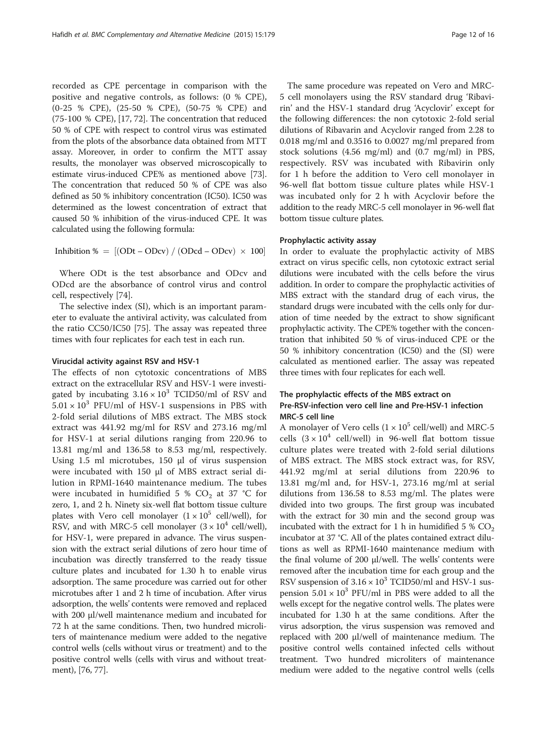recorded as CPE percentage in comparison with the positive and negative controls, as follows: (0 % CPE), (0-25 % CPE), (25-50 % CPE), (50-75 % CPE) and (75-100 % CPE), [17, 72]. The concentration that reduced 50 % of CPE with respect to control virus was estimated from the plots of the absorbance data obtained from MTT assay. Moreover, in order to confirm the MTT assay results, the monolayer was observed microscopically to estimate virus-induced CPE% as mentioned above [73]. The concentration that reduced 50 % of CPE was also defined as 50 % inhibitory concentration (IC50). IC50 was determined as the lowest concentration of extract that caused 50 % inhibition of the virus-induced CPE. It was calculated using the following formula:

$$\text{Inhibition \%} = [(\text{ODt} - \text{ODcv}) / (\text{ODcd} - \text{ODcv}) \times 100]$$

Where ODt is the test absorbance and ODcv and ODcd are the absorbance of control virus and control cell, respectively [74].

The selective index (SI), which is an important parameter to evaluate the antiviral activity, was calculated from the ratio CC50/IC50 [75]. The assay was repeated three times with four replicates for each test in each run.

#### Virucidal activity against RSV and HSV-1

The effects of non cytotoxic concentrations of MBS extract on the extracellular RSV and HSV-1 were investigated by incubating $3.16 \times 10^3$ TCID50/ml of RSV and $5.01 \times 10^3$ PFU/ml of HSV-1 suspensions in PBS with 2-fold serial dilutions of MBS extract. The MBS stock extract was 441.92 mg/ml for RSV and 273.16 mg/ml for HSV-1 at serial dilutions ranging from 220.96 to 13.81 mg/ml and 136.58 to 8.53 mg/ml, respectively. Using 1.5 ml microtubes, 150 µl of virus suspension were incubated with 150 µl of MBS extract serial dilution in RPMI-1640 maintenance medium. The tubes were incubated in humidified 5 % $CO_2$ at 37 °C for zero, 1, and 2 h. Ninety six-well flat bottom tissue culture plates with Vero cell monolayer ($1 \times 10^5$ cell/well), for RSV, and with MRC-5 cell monolayer ($3 \times 10^4$ cell/well), for HSV-1, were prepared in advance. The virus suspension with the extract serial dilutions of zero hour time of incubation was directly transferred to the ready tissue culture plates and incubated for 1.30 h to enable virus adsorption. The same procedure was carried out for other microtubes after 1 and 2 h time of incubation. After virus adsorption, the wells' contents were removed and replaced with 200 µl/well maintenance medium and incubated for 72 h at the same conditions. Then, two hundred microliters of maintenance medium were added to the negative control wells (cells without virus or treatment) and to the positive control wells (cells with virus and without treatment), [76, 77].

The same procedure was repeated on Vero and MRC-5 cell monolayers using the RSV standard drug 'Ribavirin' and the HSV-1 standard drug 'Acyclovir' except for the following differences: the non cytotoxic 2-fold serial dilutions of Ribavarin and Acyclovir ranged from 2.28 to 0.018 mg/ml and 0.3516 to 0.0027 mg/ml prepared from stock solutions (4.56 mg/ml) and (0.7 mg/ml) in PBS, respectively. RSV was incubated with Ribavirin only for 1 h before the addition to Vero cell monolayer in 96-well flat bottom tissue culture plates while HSV-1 was incubated only for 2 h with Acyclovir before the addition to the ready MRC-5 cell monolayer in 96-well flat bottom tissue culture plates.

#### Prophylactic activity assay

In order to evaluate the prophylactic activity of MBS extract on virus specific cells, non cytotoxic extract serial dilutions were incubated with the cells before the virus addition. In order to compare the prophylactic activities of MBS extract with the standard drug of each virus, the standard drugs were incubated with the cells only for duration of time needed by the extract to show significant prophylactic activity. The CPE% together with the concentration that inhibited 50 % of virus-induced CPE or the 50 % inhibitory concentration (IC50) and the (SI) were calculated as mentioned earlier. The assay was repeated three times with four replicates for each well.

### The prophylactic effects of the MBS extract on Pre-RSV-infection vero cell line and Pre-HSV-1 infection MRC-5 cell line

A monolayer of Vero cells ($1 \times 10^5$ cell/well) and MRC-5 cells ($3 \times 10^4$ cell/well) in 96-well flat bottom tissue culture plates were treated with 2-fold serial dilutions of MBS extract. The MBS stock extract was, for RSV, 441.92 mg/ml at serial dilutions from 220.96 to 13.81 mg/ml and, for HSV-1, 273.16 mg/ml at serial dilutions from 136.58 to 8.53 mg/ml. The plates were divided into two groups. The first group was incubated with the extract for 30 min and the second group was incubated with the extract for 1 h in humidified 5 % $CO_2$ incubator at 37 °C. All of the plates contained extract dilutions as well as RPMI-1640 maintenance medium with the final volume of 200 µl/well. The wells' contents were removed after the incubation time for each group and the RSV suspension of $3.16 \times 10^3$ TCID50/ml and HSV-1 suspension $5.01 \times 10^3$ PFU/ml in PBS were added to all the wells except for the negative control wells. The plates were incubated for 1.30 h at the same conditions. After the virus adsorption, the virus suspension was removed and replaced with 200 µl/well of maintenance medium. The positive control wells contained infected cells without treatment. Two hundred microliters of maintenance medium were added to the negative control wells (cells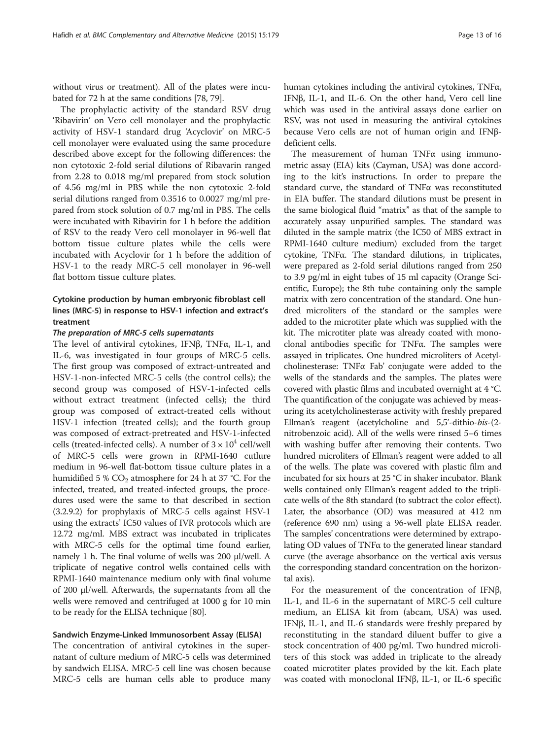without virus or treatment). All of the plates were incubated for 72 h at the same conditions [78, 79].

The prophylactic activity of the standard RSV drug 'Ribavirin' on Vero cell monolayer and the prophylactic activity of HSV-1 standard drug 'Acyclovir' on MRC-5 cell monolayer were evaluated using the same procedure described above except for the following differences: the non cytotoxic 2-fold serial dilutions of Ribavarin ranged from 2.28 to 0.018 mg/ml prepared from stock solution of 4.56 mg/ml in PBS while the non cytotoxic 2-fold serial dilutions ranged from 0.3516 to 0.0027 mg/ml prepared from stock solution of 0.7 mg/ml in PBS. The cells were incubated with Ribavirin for 1 h before the addition of RSV to the ready Vero cell monolayer in 96-well flat bottom tissue culture plates while the cells were incubated with Acyclovir for 1 h before the addition of HSV-1 to the ready MRC-5 cell monolayer in 96-well flat bottom tissue culture plates.

### Cytokine production by human embryonic fibroblast cell lines (MRC-5) in response to HSV-1 infection and extract's treatment

#### *The preparation of MRC-5 cells supernatants*

The level of antiviral cytokines, IFNβ, TNFα, IL-1, and IL-6, was investigated in four groups of MRC-5 cells. The first group was composed of extract-untreated and HSV-1-non-infected MRC-5 cells (the control cells); the second group was composed of HSV-1-infected cells without extract treatment (infected cells); the third group was composed of extract-treated cells without HSV-1 infection (treated cells); and the fourth group was composed of extract-pretreated and HSV-1-infected cells (treated-infected cells). A number of $3 \times 10^4$ cell/well of MRC-5 cells were grown in RPMI-1640 cutlure medium in 96-well flat-bottom tissue culture plates in a humidified 5 % $CO_2$ atmosphere for 24 h at 37 °C. For the infected, treated, and treated-infected groups, the procedures used were the same to that described in section (3.2.9.2) for prophylaxis of MRC-5 cells against HSV-1 using the extracts' IC50 values of IVR protocols which are 12.72 mg/ml. MBS extract was incubated in triplicates with MRC-5 cells for the optimal time found earlier, namely 1 h. The final volume of wells was 200 μl/well. A triplicate of negative control wells contained cells with RPMI-1640 maintenance medium only with final volume of 200 μl/well. Afterwards, the supernatants from all the wells were removed and centrifuged at 1000 g for 10 min to be ready for the ELISA technique [80].

#### Sandwich Enzyme-Linked Immunosorbent Assay (ELISA)

The concentration of antiviral cytokines in the supernatant of culture medium of MRC-5 cells was determined by sandwich ELISA. MRC-5 cell line was chosen because MRC-5 cells are human cells able to produce many human cytokines including the antiviral cytokines, TNFα, IFNβ, IL-1, and IL-6. On the other hand, Vero cell line which was used in the antiviral assays done earlier on RSV, was not used in measuring the antiviral cytokines because Vero cells are not of human origin and IFNβ-deficient cells.

The measurement of human TNFα using immunometric assay (EIA) kits (Cayman, USA) was done according to the kit's instructions. In order to prepare the standard curve, the standard of TNFα was reconstituted in EIA buffer. The standard dilutions must be present in the same biological fluid "matrix" as that of the sample to accurately assay unpurified samples. The standard was diluted in the sample matrix (the IC50 of MBS extract in RPMI-1640 culture medium) excluded from the target cytokine, TNFα. The standard dilutions, in triplicates, were prepared as 2-fold serial dilutions ranged from 250 to 3.9 pg/ml in eight tubes of 15 ml capacity (Orange Scientific, Europe); the 8th tube containing only the sample matrix with zero concentration of the standard. One hundred microliters of the standard or the samples were added to the microtiter plate which was supplied with the kit. The microtiter plate was already coated with monoclonal antibodies specific for TNFα. The samples were assayed in triplicates. One hundred microliters of Acetylcholinesterase: TNFα Fab' conjugate were added to the wells of the standards and the samples. The plates were covered with plastic films and incubated overnight at 4 °C. The quantification of the conjugate was achieved by measuring its acetylcholinesterase activity with freshly prepared Ellman's reagent (acetylcholine and 5,5'-dithio-*bis*-(2-nitrobenzoic acid). All of the wells were rinsed 5–6 times with washing buffer after removing their contents. Two hundred microliters of Ellman's reagent were added to all of the wells. The plate was covered with plastic film and incubated for six hours at 25 °C in shaker incubator. Blank wells contained only Ellman's reagent added to the triplicate wells of the 8th standard (to subtract the color effect). Later, the absorbance (OD) was measured at 412 nm (reference 690 nm) using a 96-well plate ELISA reader. The samples' concentrations were determined by extrapolating OD values of TNFα to the generated linear standard curve (the average absorbance on the vertical axis versus the corresponding standard concentration on the horizontal axis).

For the measurement of the concentration of IFNβ, IL-1, and IL-6 in the supernatant of MRC-5 cell culture medium, an ELISA kit from (abcam, USA) was used. IFNβ, IL-1, and IL-6 standards were freshly prepared by reconstituting in the standard diluent buffer to give a stock concentration of 400 pg/ml. Two hundred microliters of this stock was added in triplicate to the already coated microtiter plates provided by the kit. Each plate was coated with monoclonal IFNβ, IL-1, or IL-6 specific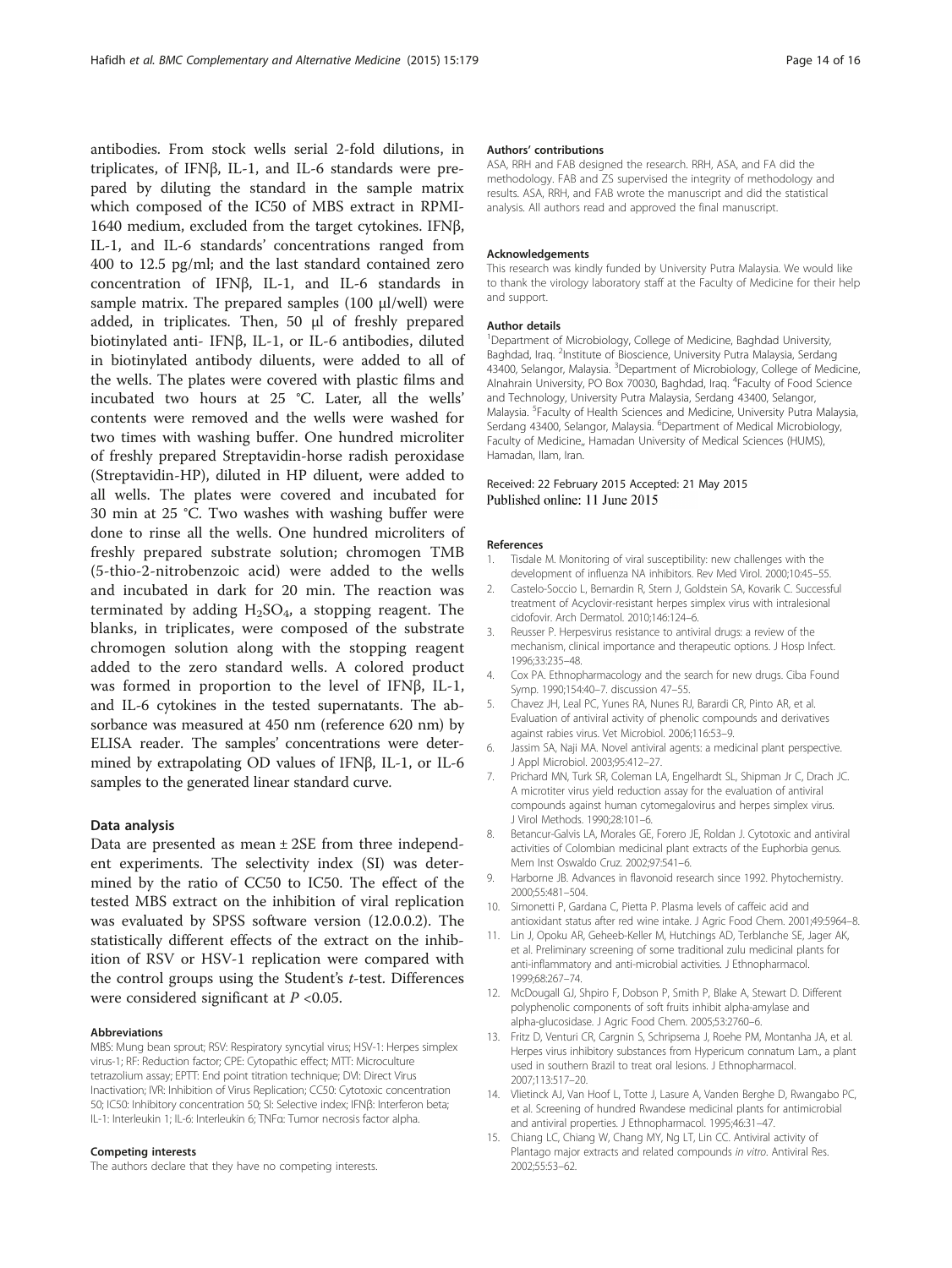antibodies. From stock wells serial 2-fold dilutions, in triplicates, of IFNβ, IL-1, and IL-6 standards were prepared by diluting the standard in the sample matrix which composed of the IC50 of MBS extract in RPMI-1640 medium, excluded from the target cytokines. IFNβ, IL-1, and IL-6 standards' concentrations ranged from 400 to 12.5 pg/ml; and the last standard contained zero concentration of IFNβ, IL-1, and IL-6 standards in sample matrix. The prepared samples (100 μl/well) were added, in triplicates. Then, 50 μl of freshly prepared biotinylated anti- IFNβ, IL-1, or IL-6 antibodies, diluted in biotinylated antibody diluents, were added to all of the wells. The plates were covered with plastic films and incubated two hours at 25 °C. Later, all the wells' contents were removed and the wells were washed for two times with washing buffer. One hundred microliter of freshly prepared Streptavidin-horse radish peroxidase (Streptavidin-HP), diluted in HP diluent, were added to all wells. The plates were covered and incubated for 30 min at 25 °C. Two washes with washing buffer were done to rinse all the wells. One hundred microliters of freshly prepared substrate solution; chromogen TMB (5-thio-2-nitrobenzoic acid) were added to the wells and incubated in dark for 20 min. The reaction was terminated by adding $H_2SO_4$, a stopping reagent. The blanks, in triplicates, were composed of the substrate chromogen solution along with the stopping reagent added to the zero standard wells. A colored product was formed in proportion to the level of IFNβ, IL-1, and IL-6 cytokines in the tested supernatants. The absorbance was measured at 450 nm (reference 620 nm) by ELISA reader. The samples' concentrations were determined by extrapolating OD values of IFNβ, IL-1, or IL-6 samples to the generated linear standard curve.

### Data analysis

Data are presented as mean ± 2SE from three independent experiments. The selectivity index (SI) was determined by the ratio of CC50 to IC50. The effect of the tested MBS extract on the inhibition of viral replication was evaluated by SPSS software version (12.0.0.2). The statistically different effects of the extract on the inhibition of RSV or HSV-1 replication were compared with the control groups using the Student's *t*-test. Differences were considered significant at $P < 0.05$.

#### Abbreviations

MBS: Mung bean sprout; RSV: Respiratory syncytial virus; HSV-1: Herpes simplex virus-1; RF: Reduction factor; CPE: Cytopathic effect; MTT: Microculture tetrazolium assay; EPTT: End point titration technique; DVI: Direct Virus Inactivation; IVR: Inhibition of Virus Replication; CC50: Cytotoxic concentration 50; IC50: Inhibitory concentration 50; SI: Selective index; IFNβ: Interferon beta; IL-1: Interleukin 1; IL-6: Interleukin 6; TNFα: Tumor necrosis factor alpha.

#### Competing interests

The authors declare that they have no competing interests.

#### Authors' contributions

ASA, RRH and FAB designed the research. RRH, ASA, and FA did the methodology. FAB and ZS supervised the integrity of methodology and results. ASA, RRH, and FAB wrote the manuscript and did the statistical analysis. All authors read and approved the final manuscript.

#### Acknowledgements

This research was kindly funded by University Putra Malaysia. We would like to thank the virology laboratory staff at the Faculty of Medicine for their help and support.

#### Author details

[1]Department of Microbiology, College of Medicine, Baghdad University, Baghdad, Iraq. [2]Institute of Bioscience, University Putra Malaysia, Serdang 43400, Selangor, Malaysia. [3]Department of Microbiology, College of Medicine, Alnahrain University, PO Box 70030, Baghdad, Iraq. [4]Faculty of Food Science and Technology, University Putra Malaysia, Serdang 43400, Selangor, Malaysia. [5]Faculty of Health Sciences and Medicine, University Putra Malaysia, Serdang 43400, Selangor, Malaysia. [6]Department of Medical Microbiology, Faculty of Medicine,, Hamadan University of Medical Sciences (HUMS), Hamadan, Ilam, Iran.

Received: 22 February 2015 Accepted: 21 May 2015
Published online: 11 June 2015

#### References

1. Tisdale M. Monitoring of viral susceptibility: new challenges with the development of influenza NA inhibitors. Rev Med Virol. 2000;10:45–55.
2. Castelo-Soccio L, Bernardin R, Stern J, Goldstein SA, Kovarik C. Successful treatment of Acyclovir-resistant herpes simplex virus with intralesional cidofovir. Arch Dermatol. 2010;146:124–6.
3. Reusser P. Herpesvirus resistance to antiviral drugs: a review of the mechanism, clinical importance and therapeutic options. J Hosp Infect. 1996;33:235–48.
4. Cox PA. Ethnopharmacology and the search for new drugs. Ciba Found Symp. 1990;154:40–7. discussion 47–55.
5. Chavez JH, Leal PC, Yunes RA, Nunes RJ, Barardi CR, Pinto AR, et al. Evaluation of antiviral activity of phenolic compounds and derivatives against rabies virus. Vet Microbiol. 2006;116:53–9.
6. Jassim SA, Naji MA. Novel antiviral agents: a medicinal plant perspective. J Appl Microbiol. 2003;95:412–27.
7. Prichard MN, Turk SR, Coleman LA, Engelhardt SL, Shipman Jr C, Drach JC. A microtiter virus yield reduction assay for the evaluation of antiviral compounds against human cytomegalovirus and herpes simplex virus. J Virol Methods. 1990;28:101–6.
8. Betancur-Galvis LA, Morales GE, Forero JE, Roldan J. Cytotoxic and antiviral activities of Colombian medicinal plant extracts of the Euphorbia genus. Mem Inst Oswaldo Cruz. 2002;97:541–6.
9. Harborne JB. Advances in flavonoid research since 1992. Phytochemistry. 2000;55:481–504.
10. Simonetti P, Gardana C, Pietta P. Plasma levels of caffeic acid and antioxidant status after red wine intake. J Agric Food Chem. 2001;49:5964–8.
11. Lin J, Opoku AR, Geheeb-Keller M, Hutchings AD, Terblanche SE, Jager AK, et al. Preliminary screening of some traditional zulu medicinal plants for anti-inflammatory and anti-microbial activities. J Ethnopharmacol. 1999;68:267–74.
12. McDougall GJ, Shpiro F, Dobson P, Smith P, Blake A, Stewart D. Different polyphenolic components of soft fruits inhibit alpha-amylase and alpha-glucosidase. J Agric Food Chem. 2005;53:2760–6.
13. Fritz D, Venturi CR, Cargnin S, Schripsema J, Roehe PM, Montanha JA, et al. Herpes virus inhibitory substances from Hypericum connatum Lam., a plant used in southern Brazil to treat oral lesions. J Ethnopharmacol. 2007;113:517–20.
14. Vlietinck AJ, Van Hoof L, Totte J, Lasure A, Vanden Berghe D, Rwangabo PC, et al. Screening of hundred Rwandese medicinal plants for antimicrobial and antiviral properties. J Ethnopharmacol. 1995;46:31–47.
15. Chiang LC, Chiang W, Chang MY, Ng LT, Lin CC. Antiviral activity of Plantago major extracts and related compounds *in vitro*. Antiviral Res. 2002;55:53–62.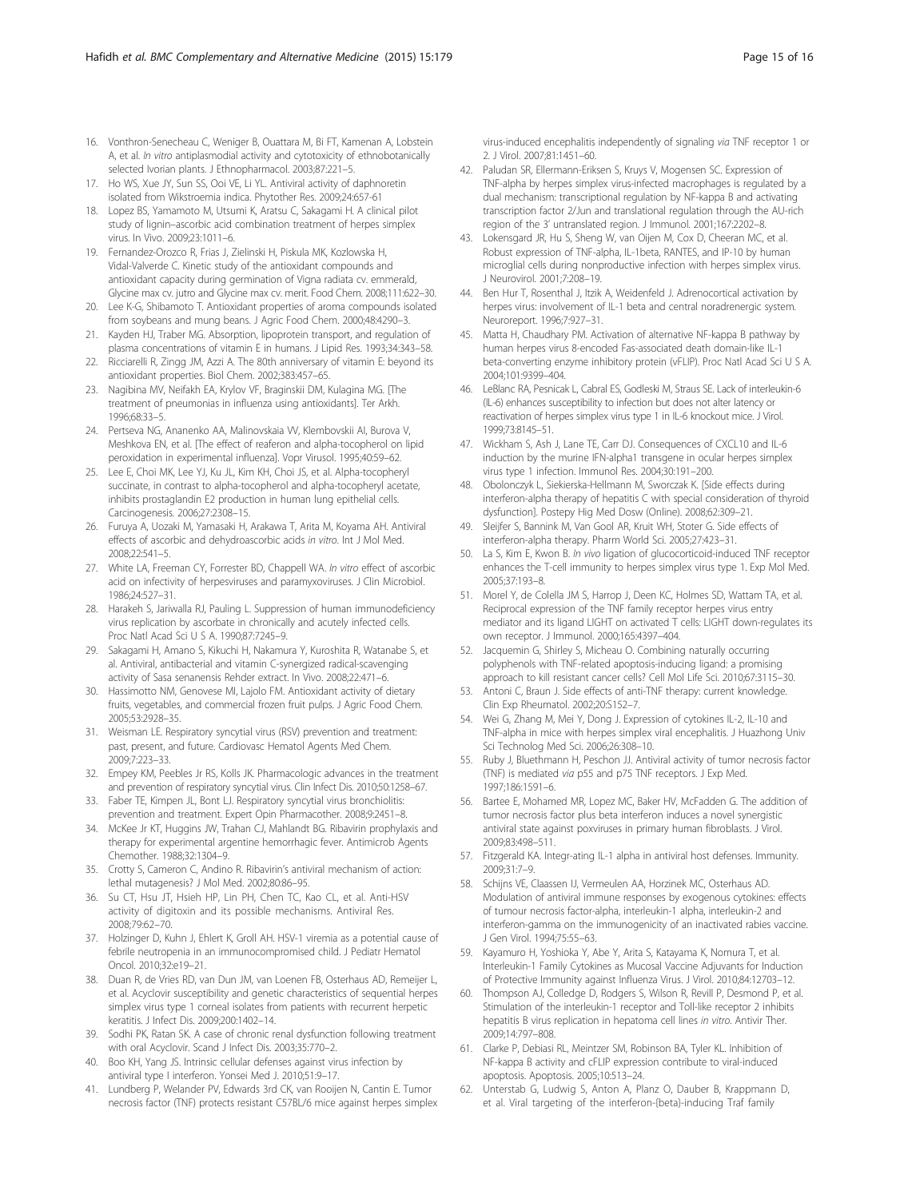16. Vonthron-Senecheau C, Weniger B, Ouattara M, Bi FT, Kamenan A, Lobstein A, et al. *In vitro* antiplasmodial activity and cytotoxicity of ethnobotanically selected Ivorian plants. J Ethnopharmacol. 2003;87:221–5.
17. Ho WS, Xue JY, Sun SS, Ooi VE, Li YL. Antiviral activity of daphnoretin isolated from Wikstroemia indica. Phytother Res. 2009;24:657-61
18. Lopez BS, Yamamoto M, Utsumi K, Aratsu C, Sakagami H. A clinical pilot study of lignin–ascorbic acid combination treatment of herpes simplex virus. In Vivo. 2009;23:1011–6.
19. Fernandez-Orozco R, Frias J, Zielinski H, Piskula MK, Kozlowska H, Vidal-Valverde C. Kinetic study of the antioxidant compounds and antioxidant capacity during germination of Vigna radiata cv. emmerald, Glycine max cv. jutro and Glycine max cv. merit. Food Chem. 2008;111:622–30.
20. Lee K-G, Shibamoto T. Antioxidant properties of aroma compounds isolated from soybeans and mung beans. J Agric Food Chem. 2000;48:4290–3.
21. Kayden HJ, Traber MG. Absorption, lipoprotein transport, and regulation of plasma concentrations of vitamin E in humans. J Lipid Res. 1993;34:343–58.
22. Ricciarelli R, Zingg JM, Azzi A. The 80th anniversary of vitamin E: beyond its antioxidant properties. Biol Chem. 2002;383:457–65.
23. Nagibina MV, Neifakh EA, Krylov VF, Braginskii DM, Kulagina MG. [The treatment of pneumonias in influenza using antioxidants]. Ter Arkh. 1996;68:33–5.
24. Pertseva NG, Ananenko AA, Malinovskaia VV, Klembovskii AI, Burova V, Meshkova EN, et al. [The effect of reaferon and alpha-tocopherol on lipid peroxidation in experimental influenza]. Vopr Virusol. 1995;40:59–62.
25. Lee E, Choi MK, Lee YJ, Ku JL, Kim KH, Choi JS, et al. Alpha-tocopheryl succinate, in contrast to alpha-tocopherol and alpha-tocopheryl acetate, inhibits prostaglandin E2 production in human lung epithelial cells. Carcinogenesis. 2006;27:2308–15.
26. Furuya A, Uozaki M, Yamasaki H, Arakawa T, Arita M, Koyama AH. Antiviral effects of ascorbic and dehydroascorbic acids *in vitro*. Int J Mol Med. 2008;22:541–5.
27. White LA, Freeman CY, Forrester BD, Chappell WA. *In vitro* effect of ascorbic acid on infectivity of herpesviruses and paramyxoviruses. J Clin Microbiol. 1986;24:527–31.
28. Harakeh S, Jariwalla RJ, Pauling L. Suppression of human immunodeficiency virus replication by ascorbate in chronically and acutely infected cells. Proc Natl Acad Sci U S A. 1990;87:7245–9.
29. Sakagami H, Amano S, Kikuchi H, Nakamura Y, Kuroshita R, Watanabe S, et al. Antiviral, antibacterial and vitamin C-synergized radical-scavenging activity of Sasa senanensis Rehder extract. In Vivo. 2008;22:471–6.
30. Hassimotto NM, Genovese MI, Lajolo FM. Antioxidant activity of dietary fruits, vegetables, and commercial frozen fruit pulps. J Agric Food Chem. 2005;53:2928–35.
31. Weisman LE. Respiratory syncytial virus (RSV) prevention and treatment: past, present, and future. Cardiovasc Hematol Agents Med Chem. 2009;7:223–33.
32. Empey KM, Peebles Jr RS, Kolls JK. Pharmacologic advances in the treatment and prevention of respiratory syncytial virus. Clin Infect Dis. 2010;50:1258–67.
33. Faber TE, Kimpen JL, Bont LJ. Respiratory syncytial virus bronchiolitis: prevention and treatment. Expert Opin Pharmacother. 2008;9:2451–8.
34. McKee Jr KT, Huggins JW, Trahan CJ, Mahlandt BG. Ribavirin prophylaxis and therapy for experimental argentine hemorrhagic fever. Antimicrob Agents Chemother. 1988;32:1304–9.
35. Crotty S, Cameron C, Andino R. Ribavirin's antiviral mechanism of action: lethal mutagenesis? J Mol Med. 2002;80:86–95.
36. Su CT, Hsu JT, Hsieh HP, Lin PH, Chen TC, Kao CL, et al. Anti-HSV activity of digitoxin and its possible mechanisms. Antiviral Res. 2008;79:62–70.
37. Holzinger D, Kuhn J, Ehlert K, Groll AH. HSV-1 viremia as a potential cause of febrile neutropenia in an immunocompromised child. J Pediatr Hematol Oncol. 2010;32:e19–21.
38. Duan R, de Vries RD, van Dun JM, van Loenen FB, Osterhaus AD, Remeijer L, et al. Acyclovir susceptibility and genetic characteristics of sequential herpes simplex virus type 1 corneal isolates from patients with recurrent herpetic keratitis. J Infect Dis. 2009;200:1402–14.
39. Sodhi PK, Ratan SK. A case of chronic renal dysfunction following treatment with oral Acyclovir. Scand J Infect Dis. 2003;35:770–2.
40. Boo KH, Yang JS. Intrinsic cellular defenses against virus infection by antiviral type I interferon. Yonsei Med J. 2010;51:9–17.
41. Lundberg P, Welander PV, Edwards 3rd CK, van Rooijen N, Cantin E. Tumor necrosis factor (TNF) protects resistant C57BL/6 mice against herpes simplex virus-induced encephalitis independently of signaling *via* TNF receptor 1 or 2. J Virol. 2007;81:1451–60.
42. Paludan SR, Ellermann-Eriksen S, Kruys V, Mogensen SC. Expression of TNF-alpha by herpes simplex virus-infected macrophages is regulated by a dual mechanism: transcriptional regulation by NF-kappa B and activating transcription factor 2/Jun and translational regulation through the AU-rich region of the 3' untranslated region. J Immunol. 2001;167:2202–8.
43. Lokensgard JR, Hu S, Sheng W, van Oijen M, Cox D, Cheeran MC, et al. Robust expression of TNF-alpha, IL-1beta, RANTES, and IP-10 by human microglial cells during nonproductive infection with herpes simplex virus. J Neurovirol. 2001;7:208–19.
44. Ben Hur T, Rosenthal J, Itzik A, Weidenfeld J. Adrenocortical activation by herpes virus: involvement of IL-1 beta and central noradrenergic system. Neuroreport. 1996;7:927–31.
45. Matta H, Chaudhary PM. Activation of alternative NF-kappa B pathway by human herpes virus 8-encoded Fas-associated death domain-like IL-1 beta-converting enzyme inhibitory protein (vFLIP). Proc Natl Acad Sci U S A. 2004;101:9399–404.
46. LeBlanc RA, Pesnicak L, Cabral ES, Godleski M, Straus SE. Lack of interleukin-6 (IL-6) enhances susceptibility to infection but does not alter latency or reactivation of herpes simplex virus type 1 in IL-6 knockout mice. J Virol. 1999;73:8145–51.
47. Wickham S, Ash J, Lane TE, Carr DJ. Consequences of CXCL10 and IL-6 induction by the murine IFN-alpha1 transgene in ocular herpes simplex virus type 1 infection. Immunol Res. 2004;30:191–200.
48. Obolonczyk L, Siekierska-Hellmann M, Sworczak K. [Side effects during interferon-alpha therapy of hepatitis C with special consideration of thyroid dysfunction]. Postepy Hig Med Dosw (Online). 2008;62:309–21.
49. Sleijfer S, Bannink M, Van Gool AR, Kruit WH, Stoter G. Side effects of interferon-alpha therapy. Pharm World Sci. 2005;27:423–31.
50. La S, Kim E, Kwon B. *In vivo* ligation of glucocorticoid-induced TNF receptor enhances the T-cell immunity to herpes simplex virus type 1. Exp Mol Med. 2005;37:193–8.
51. Morel Y, de Colella JM S, Harrop J, Deen KC, Holmes SD, Wattam TA, et al. Reciprocal expression of the TNF family receptor herpes virus entry mediator and its ligand LIGHT on activated T cells: LIGHT down-regulates its own receptor. J Immunol. 2000;165:4397–404.
52. Jacquemin G, Shirley S, Micheau O. Combining naturally occurring polyphenols with TNF-related apoptosis-inducing ligand: a promising approach to kill resistant cancer cells? Cell Mol Life Sci. 2010;67:3115–30.
53. Antoni C, Braun J. Side effects of anti-TNF therapy: current knowledge. Clin Exp Rheumatol. 2002;20:S152–7.
54. Wei G, Zhang M, Mei Y, Dong J. Expression of cytokines IL-2, IL-10 and TNF-alpha in mice with herpes simplex viral encephalitis. J Huazhong Univ Sci Technolog Med Sci. 2006;26:308–10.
55. Ruby J, Bluethmann H, Peschon JJ. Antiviral activity of tumor necrosis factor (TNF) is mediated *via* p55 and p75 TNF receptors. J Exp Med. 1997;186:1591–6.
56. Bartee E, Mohamed MR, Lopez MC, Baker HV, McFadden G. The addition of tumor necrosis factor plus beta interferon induces a novel synergistic antiviral state against poxviruses in primary human fibroblasts. J Virol. 2009;83:498–511.
57. Fitzgerald KA. Integr-ating IL-1 alpha in antiviral host defenses. Immunity. 2009;31:7–9.
58. Schijns VE, Claassen IJ, Vermeulen AA, Horzinek MC, Osterhaus AD. Modulation of antiviral immune responses by exogenous cytokines: effects of tumour necrosis factor-alpha, interleukin-1 alpha, interleukin-2 and interferon-gamma on the immunogenicity of an inactivated rabies vaccine. J Gen Virol. 1994;75:55–63.
59. Kayamuro H, Yoshioka Y, Abe Y, Arita S, Katayama K, Nomura T, et al. Interleukin-1 Family Cytokines as Mucosal Vaccine Adjuvants for Induction of Protective Immunity against Influenza Virus. J Virol. 2010;84:12703–12.
60. Thompson AJ, Colledge D, Rodgers S, Wilson R, Revill P, Desmond P, et al. Stimulation of the interleukin-1 receptor and Toll-like receptor 2 inhibits hepatitis B virus replication in hepatoma cell lines *in vitro*. Antivir Ther. 2009;14:797–808.
61. Clarke P, Debiasi RL, Meintzer SM, Robinson BA, Tyler KL. Inhibition of NF-kappa B activity and cFLIP expression contribute to viral-induced apoptosis. Apoptosis. 2005;10:513–24.
62. Unterstab G, Ludwig S, Anton A, Planz O, Dauber B, Krappmann D, et al. Viral targeting of the interferon-{beta}-inducing Traf family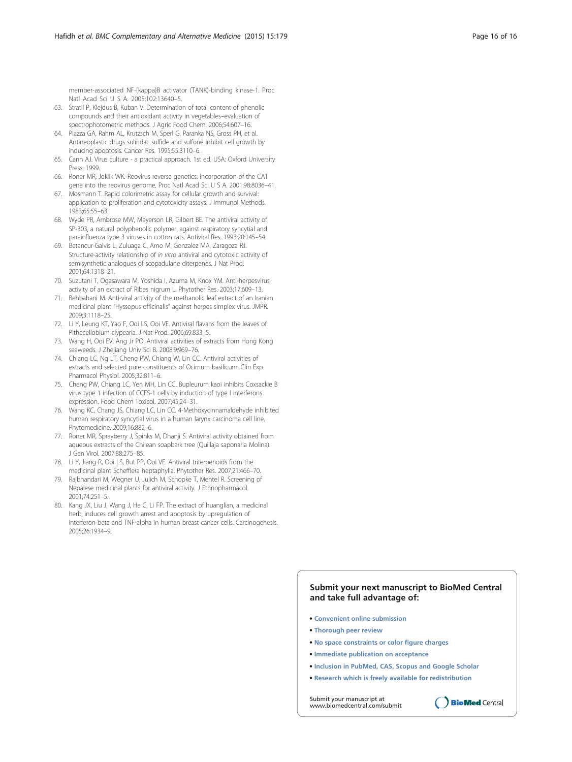member-associated NF-{kappa}B activator (TANK)-binding kinase-1. Proc Natl Acad Sci U S A. 2005;102:13640–5.

63. Stratil P, Klejdus B, Kuban V. Determination of total content of phenolic compounds and their antioxidant activity in vegetables–evaluation of spectrophotometric methods. J Agric Food Chem. 2006;54:607–16.
64. Piazza GA, Rahm AL, Krutzsch M, Sperl G, Paranka NS, Gross PH, et al. Antineoplastic drugs sulindac sulfide and sulfone inhibit cell growth by inducing apoptosis. Cancer Res. 1995;55:3110–6.
65. Cann AJ. Virus culture - a practical approach. 1st ed. USA: Oxford University Press; 1999.
66. Roner MR, Joklik WK. Reovirus reverse genetics: incorporation of the CAT gene into the reovirus genome. Proc Natl Acad Sci U S A. 2001;98:8036–41.
67. Mosmann T. Rapid colorimetric assay for cellular growth and survival: application to proliferation and cytotoxicity assays. J Immunol Methods. 1983;65:55–63.
68. Wyde PR, Ambrose MW, Meyerson LR, Gilbert BE. The antiviral activity of SP-303, a natural polyphenolic polymer, against respiratory syncytial and parainfluenza type 3 viruses in cotton rats. Antiviral Res. 1993;20:145–54.
69. Betancur-Galvis L, Zuluaga C, Arno M, Gonzalez MA, Zaragoza RJ. Structure-activity relationship of *in vitro* antiviral and cytotoxic activity of semisynthetic analogues of scopadulane diterpenes. J Nat Prod. 2001;64:1318–21.
70. Suzutani T, Ogasawara M, Yoshida I, Azuma M, Knox YM. Anti-herpesvirus activity of an extract of Ribes nigrum L. Phytother Res. 2003;17:609–13.
71. Behbahani M. Anti-viral activity of the methanolic leaf extract of an Iranian medicinal plant "Hyssopus officinalis" against herpes simplex virus. JMPR. 2009;3:1118–25.
72. Li Y, Leung KT, Yao F, Ooi LS, Ooi VE. Antiviral flavans from the leaves of Pithecellobium clypearia. J Nat Prod. 2006;69:833–5.
73. Wang H, Ooi EV, Ang Jr PO. Antiviral activities of extracts from Hong Kong seaweeds. J Zhejiang Univ Sci B. 2008;9:969–76.
74. Chiang LC, Ng LT, Cheng PW, Chiang W, Lin CC. Antiviral activities of extracts and selected pure constituents of Ocimum basilicum. Clin Exp Pharmacol Physiol. 2005;32:811–6.
75. Cheng PW, Chiang LC, Yen MH, Lin CC. Bupleurum kaoi inhibits Coxsackie B virus type 1 infection of CCFS-1 cells by induction of type I interferons expression. Food Chem Toxicol. 2007;45:24–31.
76. Wang KC, Chang JS, Chiang LC, Lin CC. 4-Methoxycinnamaldehyde inhibited human respiratory syncytial virus in a human larynx carcinoma cell line. Phytomedicine. 2009;16:882–6.
77. Roner MR, Sprayberry J, Spinks M, Dhanji S. Antiviral activity obtained from aqueous extracts of the Chilean soapbark tree (Quillaja saponaria Molina). J Gen Virol. 2007;88:275–85.
78. Li Y, Jiang R, Ooi LS, But PP, Ooi VE. Antiviral triterpenoids from the medicinal plant Schefflera heptaphylla. Phytother Res. 2007;21:466–70.
79. Rajbhandari M, Wegner U, Julich M, Schopke T, Mentel R. Screening of Nepalese medicinal plants for antiviral activity. J Ethnopharmacol. 2001;74:251–5.
80. Kang JX, Liu J, Wang J, He C, Li FP. The extract of huanglian, a medicinal herb, induces cell growth arrest and apoptosis by upregulation of interferon-beta and TNF-alpha in human breast cancer cells. Carcinogenesis. 2005;26:1934–9.

**Submit your next manuscript to BioMed Central and take full advantage of:**

- **Convenient online submission**
- **Thorough peer review**
- **No space constraints or color figure charges**
- **Immediate publication on acceptance**
- **Inclusion in PubMed, CAS, Scopus and Google Scholar**
- **Research which is freely available for redistribution**

Submit your manuscript at
www.biomedcentral.com/submit

BioMed Central